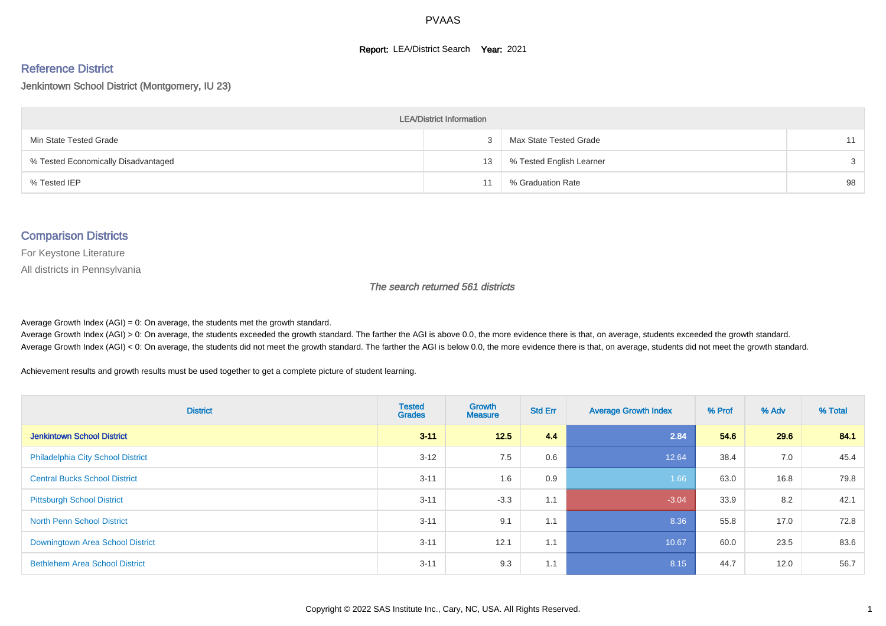# PVAAS

**Report:** LEA/District Search **Year:** 2021

## Reference District

Jenkintown School District (Montgomery, IU 23)

| LEA/District Information | | | |
|---|---|---|---|
| Min State Tested Grade | 3 | Max State Tested Grade | 11 |
| % Tested Economically Disadvantaged | 13 | % Tested English Learner | 3 |
| % Tested IEP | 11 | % Graduation Rate | 98 |

## Comparison Districts

For Keystone Literature

All districts in Pennsylvania

*The search returned 561 districts*

Average Growth Index (AGI) = 0: On average, the students met the growth standard.
Average Growth Index (AGI) > 0: On average, the students exceeded the growth standard. The farther the AGI is above 0.0, the more evidence there is that, on average, students exceeded the growth standard.
Average Growth Index (AGI) < 0: On average, the students did not meet the growth standard. The farther the AGI is below 0.0, the more evidence there is that, on average, students did not meet the growth standard.

Achievement results and growth results must be used together to get a complete picture of student learning.

| District | Tested Grades | Growth Measure | Std Err | Average Growth Index | % Prof | % Adv | % Total |
|---|---|---|---|---|---|---|---|
| **Jenkintown School District** | **3-11** | **12.5** | **4.4** | **2.84** | **54.6** | **29.6** | **84.1** |
| Philadelphia City School District | 3-12 | 7.5 | 0.6 | 12.64 | 38.4 | 7.0 | 45.4 |
| Central Bucks School District | 3-11 | 1.6 | 0.9 | 1.66 | 63.0 | 16.8 | 79.8 |
| Pittsburgh School District | 3-11 | -3.3 | 1.1 | -3.04 | 33.9 | 8.2 | 42.1 |
| North Penn School District | 3-11 | 9.1 | 1.1 | 8.36 | 55.8 | 17.0 | 72.8 |
| Downingtown Area School District | 3-11 | 12.1 | 1.1 | 10.67 | 60.0 | 23.5 | 83.6 |
| Bethlehem Area School District | 3-11 | 9.3 | 1.1 | 8.15 | 44.7 | 12.0 | 56.7 |

Copyright © 2022 SAS Institute Inc., Cary, NC, USA. All Rights Reserved.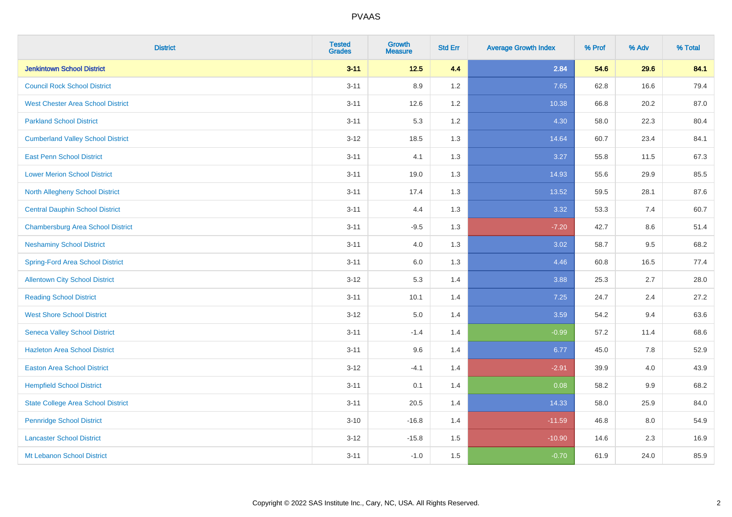| District | Tested Grades | Growth Measure | Std Err | Average Growth Index | % Prof | % Adv | % Total |
|---|---|---|---|---|---|---|---|
| **Jenkintown School District** | **3-11** | **12.5** | **4.4** | **2.84** | **54.6** | **29.6** | **84.1** |
| Council Rock School District | 3-11 | 8.9 | 1.2 | 7.65 | 62.8 | 16.6 | 79.4 |
| West Chester Area School District | 3-11 | 12.6 | 1.2 | 10.38 | 66.8 | 20.2 | 87.0 |
| Parkland School District | 3-11 | 5.3 | 1.2 | 4.30 | 58.0 | 22.3 | 80.4 |
| Cumberland Valley School District | 3-12 | 18.5 | 1.3 | 14.64 | 60.7 | 23.4 | 84.1 |
| East Penn School District | 3-11 | 4.1 | 1.3 | 3.27 | 55.8 | 11.5 | 67.3 |
| Lower Merion School District | 3-11 | 19.0 | 1.3 | 14.93 | 55.6 | 29.9 | 85.5 |
| North Allegheny School District | 3-11 | 17.4 | 1.3 | 13.52 | 59.5 | 28.1 | 87.6 |
| Central Dauphin School District | 3-11 | 4.4 | 1.3 | 3.32 | 53.3 | 7.4 | 60.7 |
| Chambersburg Area School District | 3-11 | -9.5 | 1.3 | -7.20 | 42.7 | 8.6 | 51.4 |
| Neshaminy School District | 3-11 | 4.0 | 1.3 | 3.02 | 58.7 | 9.5 | 68.2 |
| Spring-Ford Area School District | 3-11 | 6.0 | 1.3 | 4.46 | 60.8 | 16.5 | 77.4 |
| Allentown City School District | 3-12 | 5.3 | 1.4 | 3.88 | 25.3 | 2.7 | 28.0 |
| Reading School District | 3-11 | 10.1 | 1.4 | 7.25 | 24.7 | 2.4 | 27.2 |
| West Shore School District | 3-12 | 5.0 | 1.4 | 3.59 | 54.2 | 9.4 | 63.6 |
| Seneca Valley School District | 3-11 | -1.4 | 1.4 | -0.99 | 57.2 | 11.4 | 68.6 |
| Hazleton Area School District | 3-11 | 9.6 | 1.4 | 6.77 | 45.0 | 7.8 | 52.9 |
| Easton Area School District | 3-12 | -4.1 | 1.4 | -2.91 | 39.9 | 4.0 | 43.9 |
| Hempfield School District | 3-11 | 0.1 | 1.4 | 0.08 | 58.2 | 9.9 | 68.2 |
| State College Area School District | 3-11 | 20.5 | 1.4 | 14.33 | 58.0 | 25.9 | 84.0 |
| Pennridge School District | 3-10 | -16.8 | 1.4 | -11.59 | 46.8 | 8.0 | 54.9 |
| Lancaster School District | 3-12 | -15.8 | 1.5 | -10.90 | 14.6 | 2.3 | 16.9 |
| Mt Lebanon School District | 3-11 | -1.0 | 1.5 | -0.70 | 61.9 | 24.0 | 85.9 |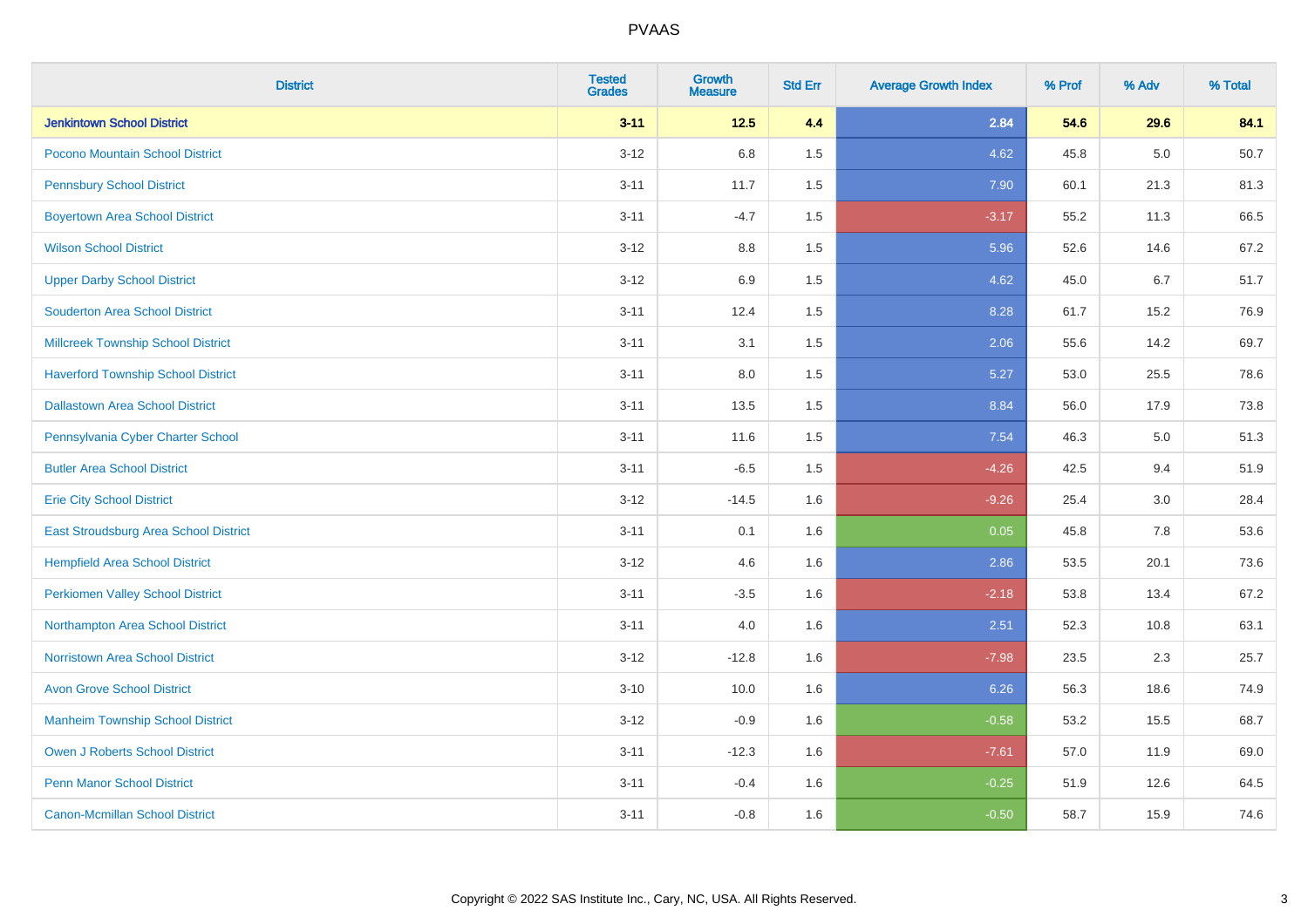# PVAAS

| District | Tested Grades | Growth Measure | Std Err | Average Growth Index | % Prof | % Adv | % Total |
|---|---|---|---|---|---|---|---|
| **Jenkintown School District** | **3-11** | **12.5** | **4.4** | **2.84** | **54.6** | **29.6** | **84.1** |
| Pocono Mountain School District | 3-12 | 6.8 | 1.5 | 4.62 | 45.8 | 5.0 | 50.7 |
| Pennsbury School District | 3-11 | 11.7 | 1.5 | 7.90 | 60.1 | 21.3 | 81.3 |
| Boyertown Area School District | 3-11 | -4.7 | 1.5 | -3.17 | 55.2 | 11.3 | 66.5 |
| Wilson School District | 3-12 | 8.8 | 1.5 | 5.96 | 52.6 | 14.6 | 67.2 |
| Upper Darby School District | 3-12 | 6.9 | 1.5 | 4.62 | 45.0 | 6.7 | 51.7 |
| Souderton Area School District | 3-11 | 12.4 | 1.5 | 8.28 | 61.7 | 15.2 | 76.9 |
| Millcreek Township School District | 3-11 | 3.1 | 1.5 | 2.06 | 55.6 | 14.2 | 69.7 |
| Haverford Township School District | 3-11 | 8.0 | 1.5 | 5.27 | 53.0 | 25.5 | 78.6 |
| Dallastown Area School District | 3-11 | 13.5 | 1.5 | 8.84 | 56.0 | 17.9 | 73.8 |
| Pennsylvania Cyber Charter School | 3-11 | 11.6 | 1.5 | 7.54 | 46.3 | 5.0 | 51.3 |
| Butler Area School District | 3-11 | -6.5 | 1.5 | -4.26 | 42.5 | 9.4 | 51.9 |
| Erie City School District | 3-12 | -14.5 | 1.6 | -9.26 | 25.4 | 3.0 | 28.4 |
| East Stroudsburg Area School District | 3-11 | 0.1 | 1.6 | 0.05 | 45.8 | 7.8 | 53.6 |
| Hempfield Area School District | 3-12 | 4.6 | 1.6 | 2.86 | 53.5 | 20.1 | 73.6 |
| Perkiomen Valley School District | 3-11 | -3.5 | 1.6 | -2.18 | 53.8 | 13.4 | 67.2 |
| Northampton Area School District | 3-11 | 4.0 | 1.6 | 2.51 | 52.3 | 10.8 | 63.1 |
| Norristown Area School District | 3-12 | -12.8 | 1.6 | -7.98 | 23.5 | 2.3 | 25.7 |
| Avon Grove School District | 3-10 | 10.0 | 1.6 | 6.26 | 56.3 | 18.6 | 74.9 |
| Manheim Township School District | 3-12 | -0.9 | 1.6 | -0.58 | 53.2 | 15.5 | 68.7 |
| Owen J Roberts School District | 3-11 | -12.3 | 1.6 | -7.61 | 57.0 | 11.9 | 69.0 |
| Penn Manor School District | 3-11 | -0.4 | 1.6 | -0.25 | 51.9 | 12.6 | 64.5 |
| Canon-Mcmillan School District | 3-11 | -0.8 | 1.6 | -0.50 | 58.7 | 15.9 | 74.6 |

Copyright © 2022 SAS Institute Inc., Cary, NC, USA. All Rights Reserved.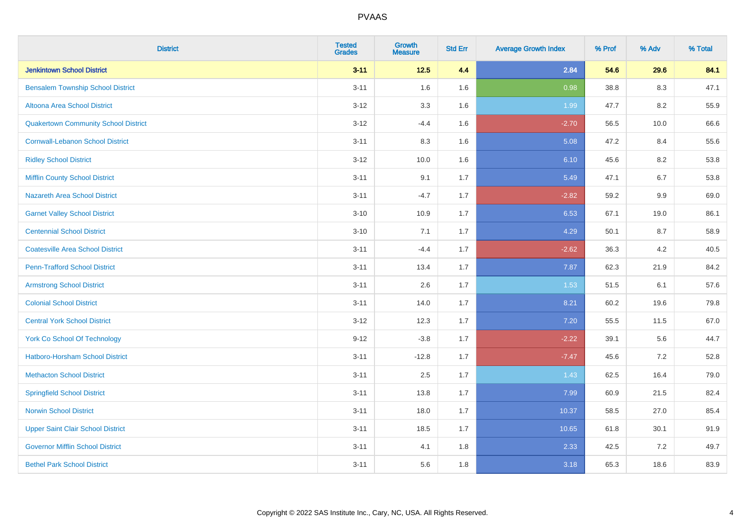# PVAAS

| District | Tested Grades | Growth Measure | Std Err | Average Growth Index | % Prof | % Adv | % Total |
|---|---|---|---|---|---|---|---|
| **Jenkintown School District** | **3-11** | **12.5** | **4.4** | **2.84** | **54.6** | **29.6** | **84.1** |
| Bensalem Township School District | 3-11 | 1.6 | 1.6 | 0.98 | 38.8 | 8.3 | 47.1 |
| Altoona Area School District | 3-12 | 3.3 | 1.6 | 1.99 | 47.7 | 8.2 | 55.9 |
| Quakertown Community School District | 3-12 | -4.4 | 1.6 | -2.70 | 56.5 | 10.0 | 66.6 |
| Cornwall-Lebanon School District | 3-11 | 8.3 | 1.6 | 5.08 | 47.2 | 8.4 | 55.6 |
| Ridley School District | 3-12 | 10.0 | 1.6 | 6.10 | 45.6 | 8.2 | 53.8 |
| Mifflin County School District | 3-11 | 9.1 | 1.7 | 5.49 | 47.1 | 6.7 | 53.8 |
| Nazareth Area School District | 3-11 | -4.7 | 1.7 | -2.82 | 59.2 | 9.9 | 69.0 |
| Garnet Valley School District | 3-10 | 10.9 | 1.7 | 6.53 | 67.1 | 19.0 | 86.1 |
| Centennial School District | 3-10 | 7.1 | 1.7 | 4.29 | 50.1 | 8.7 | 58.9 |
| Coatesville Area School District | 3-11 | -4.4 | 1.7 | -2.62 | 36.3 | 4.2 | 40.5 |
| Penn-Trafford School District | 3-11 | 13.4 | 1.7 | 7.87 | 62.3 | 21.9 | 84.2 |
| Armstrong School District | 3-11 | 2.6 | 1.7 | 1.53 | 51.5 | 6.1 | 57.6 |
| Colonial School District | 3-11 | 14.0 | 1.7 | 8.21 | 60.2 | 19.6 | 79.8 |
| Central York School District | 3-12 | 12.3 | 1.7 | 7.20 | 55.5 | 11.5 | 67.0 |
| York Co School Of Technology | 9-12 | -3.8 | 1.7 | -2.22 | 39.1 | 5.6 | 44.7 |
| Hatboro-Horsham School District | 3-11 | -12.8 | 1.7 | -7.47 | 45.6 | 7.2 | 52.8 |
| Methacton School District | 3-11 | 2.5 | 1.7 | 1.43 | 62.5 | 16.4 | 79.0 |
| Springfield School District | 3-11 | 13.8 | 1.7 | 7.99 | 60.9 | 21.5 | 82.4 |
| Norwin School District | 3-11 | 18.0 | 1.7 | 10.37 | 58.5 | 27.0 | 85.4 |
| Upper Saint Clair School District | 3-11 | 18.5 | 1.7 | 10.65 | 61.8 | 30.1 | 91.9 |
| Governor Mifflin School District | 3-11 | 4.1 | 1.8 | 2.33 | 42.5 | 7.2 | 49.7 |
| Bethel Park School District | 3-11 | 5.6 | 1.8 | 3.18 | 65.3 | 18.6 | 83.9 |

Copyright © 2022 SAS Institute Inc., Cary, NC, USA. All Rights Reserved.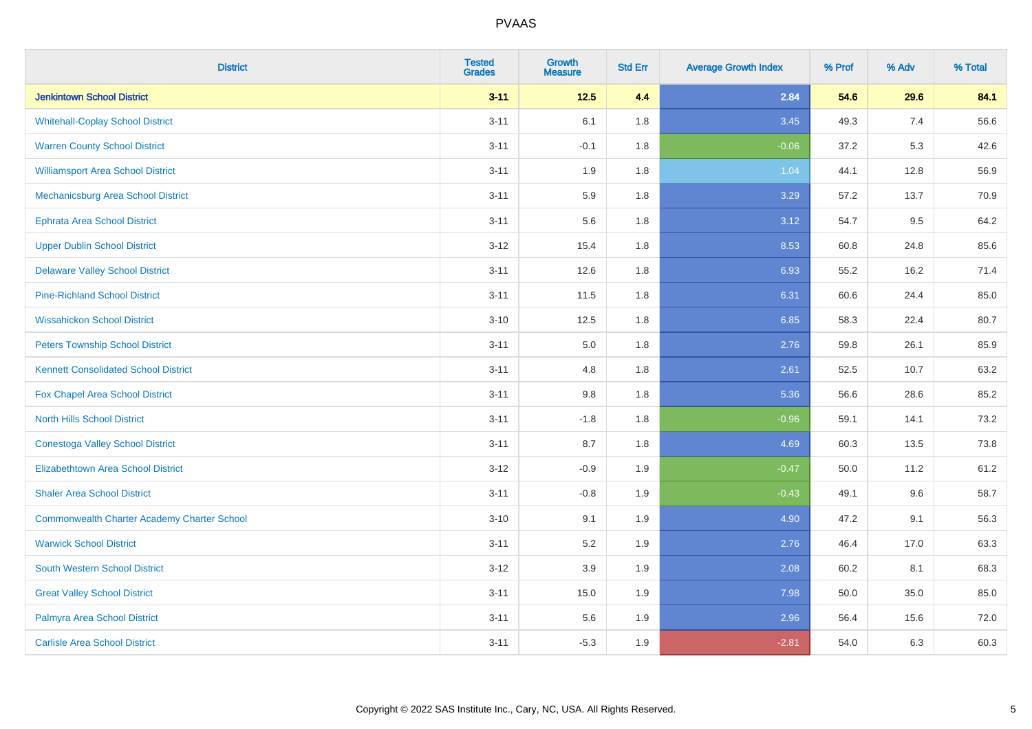# PVAAS

| District | Tested Grades | Growth Measure | Std Err | Average Growth Index | % Prof | % Adv | % Total |
|---|---|---|---|---|---|---|---|
| **Jenkintown School District** | **3-11** | **12.5** | **4.4** | **2.84** | **54.6** | **29.6** | **84.1** |
| Whitehall-Coplay School District | 3-11 | 6.1 | 1.8 | 3.45 | 49.3 | 7.4 | 56.6 |
| Warren County School District | 3-11 | -0.1 | 1.8 | -0.06 | 37.2 | 5.3 | 42.6 |
| Williamsport Area School District | 3-11 | 1.9 | 1.8 | 1.04 | 44.1 | 12.8 | 56.9 |
| Mechanicsburg Area School District | 3-11 | 5.9 | 1.8 | 3.29 | 57.2 | 13.7 | 70.9 |
| Ephrata Area School District | 3-11 | 5.6 | 1.8 | 3.12 | 54.7 | 9.5 | 64.2 |
| Upper Dublin School District | 3-12 | 15.4 | 1.8 | 8.53 | 60.8 | 24.8 | 85.6 |
| Delaware Valley School District | 3-11 | 12.6 | 1.8 | 6.93 | 55.2 | 16.2 | 71.4 |
| Pine-Richland School District | 3-11 | 11.5 | 1.8 | 6.31 | 60.6 | 24.4 | 85.0 |
| Wissahickon School District | 3-10 | 12.5 | 1.8 | 6.85 | 58.3 | 22.4 | 80.7 |
| Peters Township School District | 3-11 | 5.0 | 1.8 | 2.76 | 59.8 | 26.1 | 85.9 |
| Kennett Consolidated School District | 3-11 | 4.8 | 1.8 | 2.61 | 52.5 | 10.7 | 63.2 |
| Fox Chapel Area School District | 3-11 | 9.8 | 1.8 | 5.36 | 56.6 | 28.6 | 85.2 |
| North Hills School District | 3-11 | -1.8 | 1.8 | -0.96 | 59.1 | 14.1 | 73.2 |
| Conestoga Valley School District | 3-11 | 8.7 | 1.8 | 4.69 | 60.3 | 13.5 | 73.8 |
| Elizabethtown Area School District | 3-12 | -0.9 | 1.9 | -0.47 | 50.0 | 11.2 | 61.2 |
| Shaler Area School District | 3-11 | -0.8 | 1.9 | -0.43 | 49.1 | 9.6 | 58.7 |
| Commonwealth Charter Academy Charter School | 3-10 | 9.1 | 1.9 | 4.90 | 47.2 | 9.1 | 56.3 |
| Warwick School District | 3-11 | 5.2 | 1.9 | 2.76 | 46.4 | 17.0 | 63.3 |
| South Western School District | 3-12 | 3.9 | 1.9 | 2.08 | 60.2 | 8.1 | 68.3 |
| Great Valley School District | 3-11 | 15.0 | 1.9 | 7.98 | 50.0 | 35.0 | 85.0 |
| Palmyra Area School District | 3-11 | 5.6 | 1.9 | 2.96 | 56.4 | 15.6 | 72.0 |
| Carlisle Area School District | 3-11 | -5.3 | 1.9 | -2.81 | 54.0 | 6.3 | 60.3 |

Copyright © 2022 SAS Institute Inc., Cary, NC, USA. All Rights Reserved.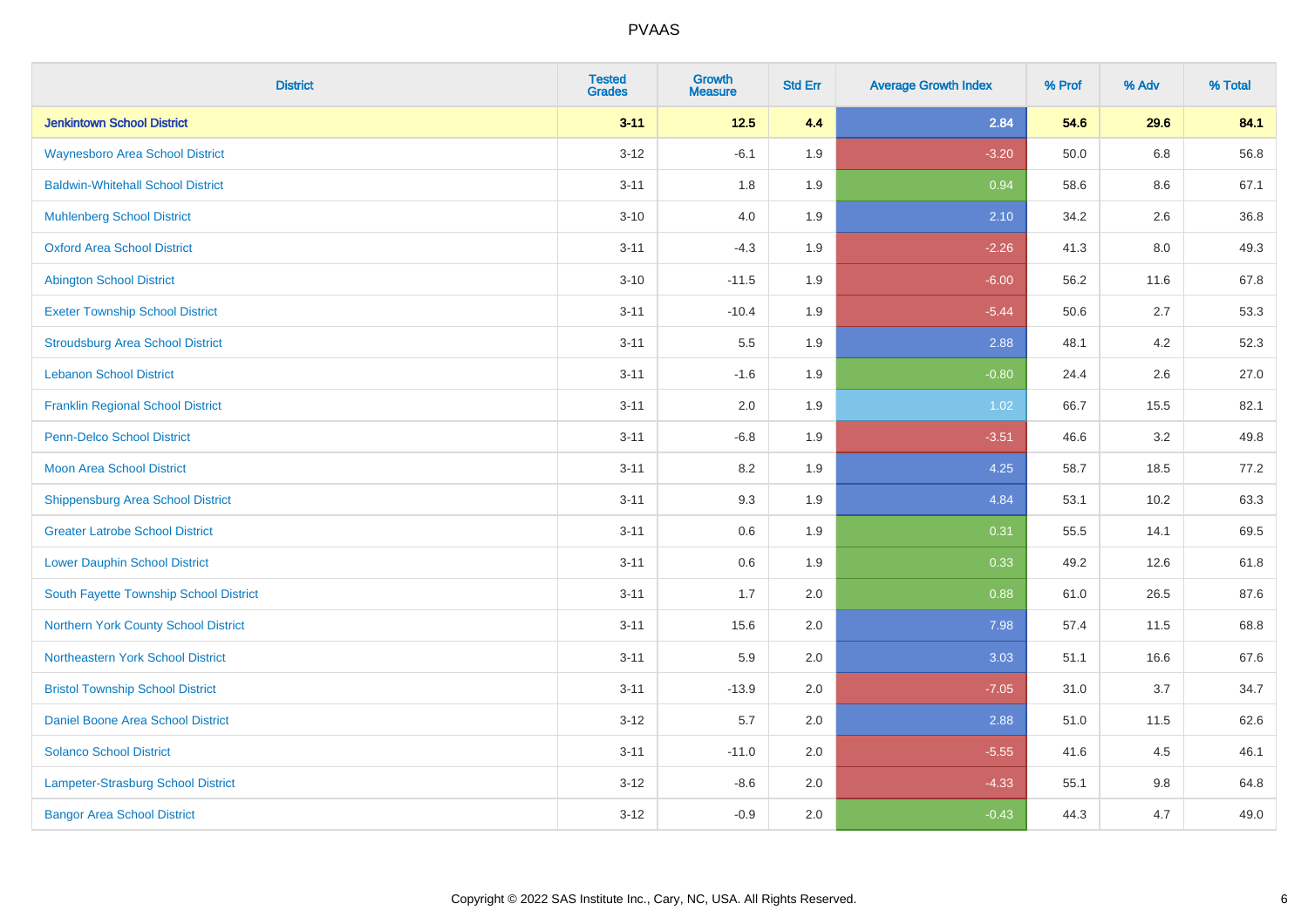| District | Tested Grades | Growth Measure | Std Err | Average Growth Index | % Prof | % Adv | % Total |
|---|---|---|---|---|---|---|---|
| **Jenkintown School District** | **3-11** | **12.5** | **4.4** | **2.84** | **54.6** | **29.6** | **84.1** |
| Waynesboro Area School District | 3-12 | -6.1 | 1.9 | -3.20 | 50.0 | 6.8 | 56.8 |
| Baldwin-Whitehall School District | 3-11 | 1.8 | 1.9 | 0.94 | 58.6 | 8.6 | 67.1 |
| Muhlenberg School District | 3-10 | 4.0 | 1.9 | 2.10 | 34.2 | 2.6 | 36.8 |
| Oxford Area School District | 3-11 | -4.3 | 1.9 | -2.26 | 41.3 | 8.0 | 49.3 |
| Abington School District | 3-10 | -11.5 | 1.9 | -6.00 | 56.2 | 11.6 | 67.8 |
| Exeter Township School District | 3-11 | -10.4 | 1.9 | -5.44 | 50.6 | 2.7 | 53.3 |
| Stroudsburg Area School District | 3-11 | 5.5 | 1.9 | 2.88 | 48.1 | 4.2 | 52.3 |
| Lebanon School District | 3-11 | -1.6 | 1.9 | -0.80 | 24.4 | 2.6 | 27.0 |
| Franklin Regional School District | 3-11 | 2.0 | 1.9 | 1.02 | 66.7 | 15.5 | 82.1 |
| Penn-Delco School District | 3-11 | -6.8 | 1.9 | -3.51 | 46.6 | 3.2 | 49.8 |
| Moon Area School District | 3-11 | 8.2 | 1.9 | 4.25 | 58.7 | 18.5 | 77.2 |
| Shippensburg Area School District | 3-11 | 9.3 | 1.9 | 4.84 | 53.1 | 10.2 | 63.3 |
| Greater Latrobe School District | 3-11 | 0.6 | 1.9 | 0.31 | 55.5 | 14.1 | 69.5 |
| Lower Dauphin School District | 3-11 | 0.6 | 1.9 | 0.33 | 49.2 | 12.6 | 61.8 |
| South Fayette Township School District | 3-11 | 1.7 | 2.0 | 0.88 | 61.0 | 26.5 | 87.6 |
| Northern York County School District | 3-11 | 15.6 | 2.0 | 7.98 | 57.4 | 11.5 | 68.8 |
| Northeastern York School District | 3-11 | 5.9 | 2.0 | 3.03 | 51.1 | 16.6 | 67.6 |
| Bristol Township School District | 3-11 | -13.9 | 2.0 | -7.05 | 31.0 | 3.7 | 34.7 |
| Daniel Boone Area School District | 3-12 | 5.7 | 2.0 | 2.88 | 51.0 | 11.5 | 62.6 |
| Solanco School District | 3-11 | -11.0 | 2.0 | -5.55 | 41.6 | 4.5 | 46.1 |
| Lampeter-Strasburg School District | 3-12 | -8.6 | 2.0 | -4.33 | 55.1 | 9.8 | 64.8 |
| Bangor Area School District | 3-12 | -0.9 | 2.0 | -0.43 | 44.3 | 4.7 | 49.0 |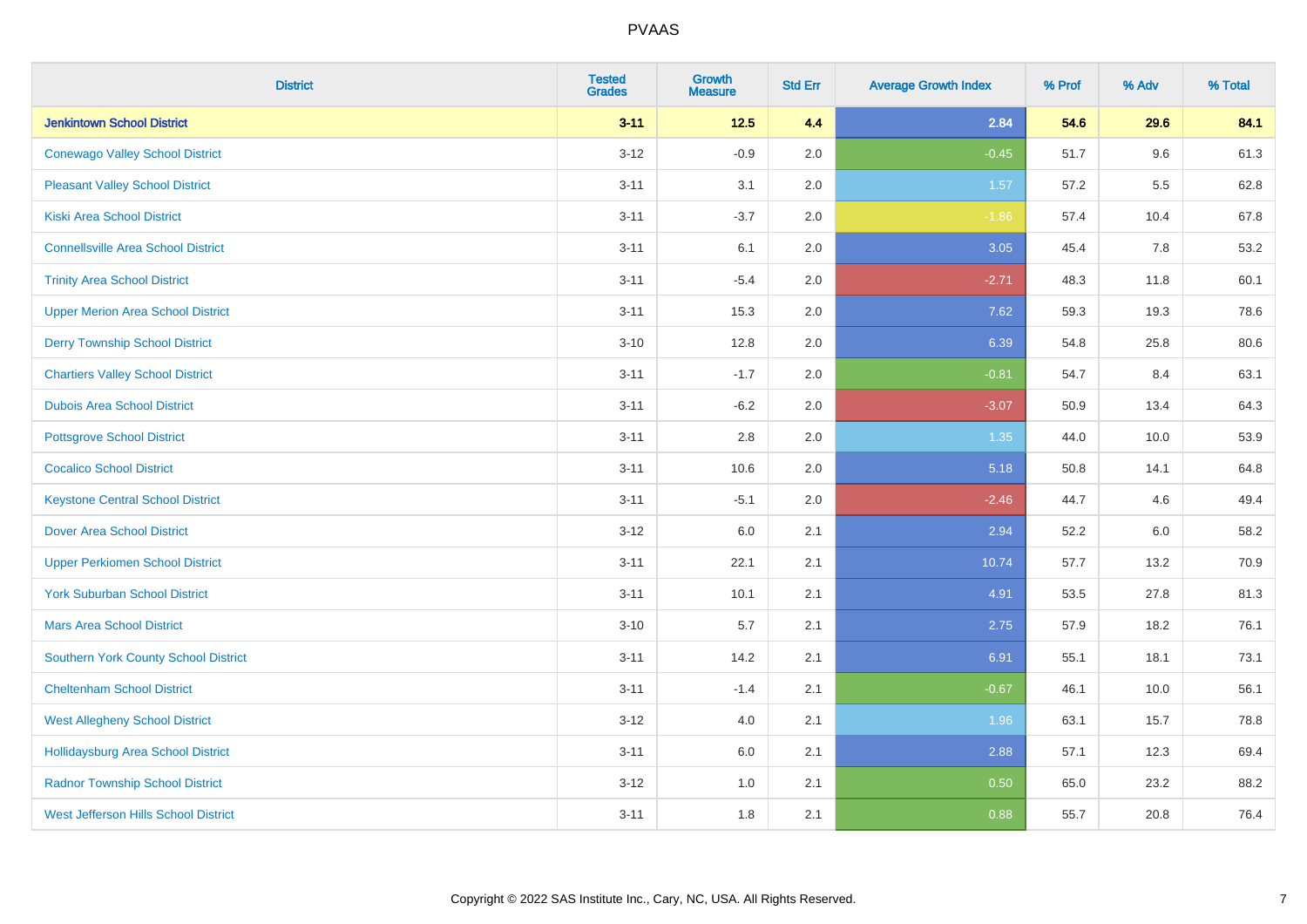# PVAAS

| District | Tested Grades | Growth Measure | Std Err | Average Growth Index | % Prof | % Adv | % Total |
|---|---|---|---|---|---|---|---|
| **Jenkintown School District** | **3-11** | **12.5** | **4.4** | **2.84** | **54.6** | **29.6** | **84.1** |
| Conewago Valley School District | 3-12 | -0.9 | 2.0 | -0.45 | 51.7 | 9.6 | 61.3 |
| Pleasant Valley School District | 3-11 | 3.1 | 2.0 | 1.57 | 57.2 | 5.5 | 62.8 |
| Kiski Area School District | 3-11 | -3.7 | 2.0 | -1.86 | 57.4 | 10.4 | 67.8 |
| Connellsville Area School District | 3-11 | 6.1 | 2.0 | 3.05 | 45.4 | 7.8 | 53.2 |
| Trinity Area School District | 3-11 | -5.4 | 2.0 | -2.71 | 48.3 | 11.8 | 60.1 |
| Upper Merion Area School District | 3-11 | 15.3 | 2.0 | 7.62 | 59.3 | 19.3 | 78.6 |
| Derry Township School District | 3-10 | 12.8 | 2.0 | 6.39 | 54.8 | 25.8 | 80.6 |
| Chartiers Valley School District | 3-11 | -1.7 | 2.0 | -0.81 | 54.7 | 8.4 | 63.1 |
| Dubois Area School District | 3-11 | -6.2 | 2.0 | -3.07 | 50.9 | 13.4 | 64.3 |
| Pottsgrove School District | 3-11 | 2.8 | 2.0 | 1.35 | 44.0 | 10.0 | 53.9 |
| Cocalico School District | 3-11 | 10.6 | 2.0 | 5.18 | 50.8 | 14.1 | 64.8 |
| Keystone Central School District | 3-11 | -5.1 | 2.0 | -2.46 | 44.7 | 4.6 | 49.4 |
| Dover Area School District | 3-12 | 6.0 | 2.1 | 2.94 | 52.2 | 6.0 | 58.2 |
| Upper Perkiomen School District | 3-11 | 22.1 | 2.1 | 10.74 | 57.7 | 13.2 | 70.9 |
| York Suburban School District | 3-11 | 10.1 | 2.1 | 4.91 | 53.5 | 27.8 | 81.3 |
| Mars Area School District | 3-10 | 5.7 | 2.1 | 2.75 | 57.9 | 18.2 | 76.1 |
| Southern York County School District | 3-11 | 14.2 | 2.1 | 6.91 | 55.1 | 18.1 | 73.1 |
| Cheltenham School District | 3-11 | -1.4 | 2.1 | -0.67 | 46.1 | 10.0 | 56.1 |
| West Allegheny School District | 3-12 | 4.0 | 2.1 | 1.96 | 63.1 | 15.7 | 78.8 |
| Hollidaysburg Area School District | 3-11 | 6.0 | 2.1 | 2.88 | 57.1 | 12.3 | 69.4 |
| Radnor Township School District | 3-12 | 1.0 | 2.1 | 0.50 | 65.0 | 23.2 | 88.2 |
| West Jefferson Hills School District | 3-11 | 1.8 | 2.1 | 0.88 | 55.7 | 20.8 | 76.4 |

Copyright © 2022 SAS Institute Inc., Cary, NC, USA. All Rights Reserved.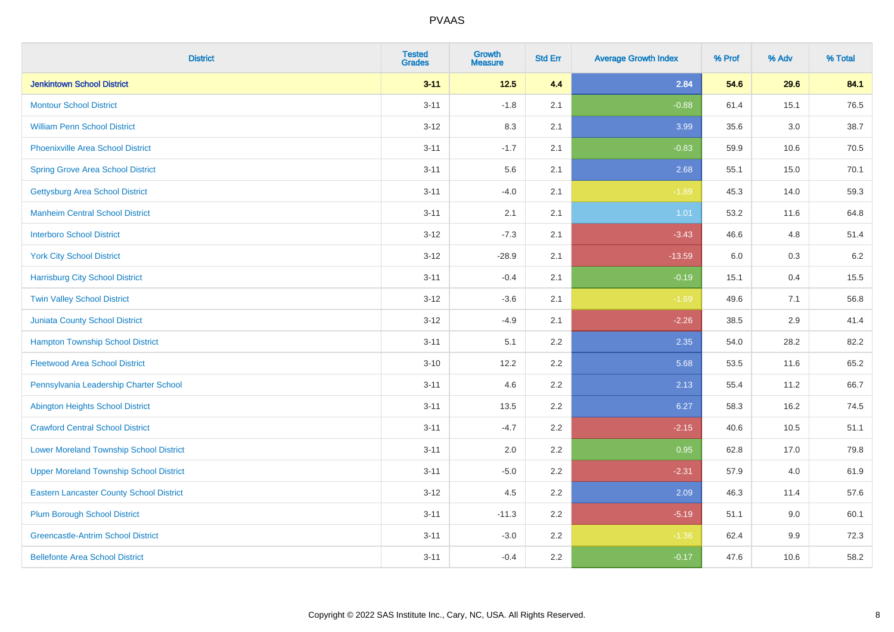| District | Tested Grades | Growth Measure | Std Err | Average Growth Index | % Prof | % Adv | % Total |
|---|---|---|---|---|---|---|---|
| **Jenkintown School District** | **3-11** | **12.5** | **4.4** | **2.84** | **54.6** | **29.6** | **84.1** |
| Montour School District | 3-11 | -1.8 | 2.1 | -0.88 | 61.4 | 15.1 | 76.5 |
| William Penn School District | 3-12 | 8.3 | 2.1 | 3.99 | 35.6 | 3.0 | 38.7 |
| Phoenixville Area School District | 3-11 | -1.7 | 2.1 | -0.83 | 59.9 | 10.6 | 70.5 |
| Spring Grove Area School District | 3-11 | 5.6 | 2.1 | 2.68 | 55.1 | 15.0 | 70.1 |
| Gettysburg Area School District | 3-11 | -4.0 | 2.1 | -1.89 | 45.3 | 14.0 | 59.3 |
| Manheim Central School District | 3-11 | 2.1 | 2.1 | 1.01 | 53.2 | 11.6 | 64.8 |
| Interboro School District | 3-12 | -7.3 | 2.1 | -3.43 | 46.6 | 4.8 | 51.4 |
| York City School District | 3-12 | -28.9 | 2.1 | -13.59 | 6.0 | 0.3 | 6.2 |
| Harrisburg City School District | 3-11 | -0.4 | 2.1 | -0.19 | 15.1 | 0.4 | 15.5 |
| Twin Valley School District | 3-12 | -3.6 | 2.1 | -1.69 | 49.6 | 7.1 | 56.8 |
| Juniata County School District | 3-12 | -4.9 | 2.1 | -2.26 | 38.5 | 2.9 | 41.4 |
| Hampton Township School District | 3-11 | 5.1 | 2.2 | 2.35 | 54.0 | 28.2 | 82.2 |
| Fleetwood Area School District | 3-10 | 12.2 | 2.2 | 5.68 | 53.5 | 11.6 | 65.2 |
| Pennsylvania Leadership Charter School | 3-11 | 4.6 | 2.2 | 2.13 | 55.4 | 11.2 | 66.7 |
| Abington Heights School District | 3-11 | 13.5 | 2.2 | 6.27 | 58.3 | 16.2 | 74.5 |
| Crawford Central School District | 3-11 | -4.7 | 2.2 | -2.15 | 40.6 | 10.5 | 51.1 |
| Lower Moreland Township School District | 3-11 | 2.0 | 2.2 | 0.95 | 62.8 | 17.0 | 79.8 |
| Upper Moreland Township School District | 3-11 | -5.0 | 2.2 | -2.31 | 57.9 | 4.0 | 61.9 |
| Eastern Lancaster County School District | 3-12 | 4.5 | 2.2 | 2.09 | 46.3 | 11.4 | 57.6 |
| Plum Borough School District | 3-11 | -11.3 | 2.2 | -5.19 | 51.1 | 9.0 | 60.1 |
| Greencastle-Antrim School District | 3-11 | -3.0 | 2.2 | -1.36 | 62.4 | 9.9 | 72.3 |
| Bellefonte Area School District | 3-11 | -0.4 | 2.2 | -0.17 | 47.6 | 10.6 | 58.2 |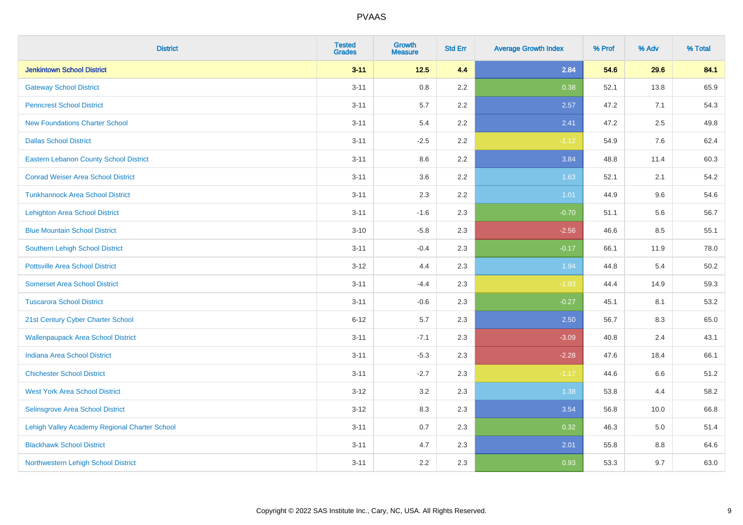# PVAAS

| District | Tested Grades | Growth Measure | Std Err | Average Growth Index | % Prof | % Adv | % Total |
|---|---|---|---|---|---|---|---|
| **Jenkintown School District** | **3-11** | **12.5** | **4.4** | **2.84** | **54.6** | **29.6** | **84.1** |
| Gateway School District | 3-11 | 0.8 | 2.2 | 0.38 | 52.1 | 13.8 | 65.9 |
| Penncrest School District | 3-11 | 5.7 | 2.2 | 2.57 | 47.2 | 7.1 | 54.3 |
| New Foundations Charter School | 3-11 | 5.4 | 2.2 | 2.41 | 47.2 | 2.5 | 49.8 |
| Dallas School District | 3-11 | -2.5 | 2.2 | -1.12 | 54.9 | 7.6 | 62.4 |
| Eastern Lebanon County School District | 3-11 | 8.6 | 2.2 | 3.84 | 48.8 | 11.4 | 60.3 |
| Conrad Weiser Area School District | 3-11 | 3.6 | 2.2 | 1.63 | 52.1 | 2.1 | 54.2 |
| Tunkhannock Area School District | 3-11 | 2.3 | 2.2 | 1.01 | 44.9 | 9.6 | 54.6 |
| Lehighton Area School District | 3-11 | -1.6 | 2.3 | -0.70 | 51.1 | 5.6 | 56.7 |
| Blue Mountain School District | 3-10 | -5.8 | 2.3 | -2.56 | 46.6 | 8.5 | 55.1 |
| Southern Lehigh School District | 3-11 | -0.4 | 2.3 | -0.17 | 66.1 | 11.9 | 78.0 |
| Pottsville Area School District | 3-12 | 4.4 | 2.3 | 1.94 | 44.8 | 5.4 | 50.2 |
| Somerset Area School District | 3-11 | -4.4 | 2.3 | -1.93 | 44.4 | 14.9 | 59.3 |
| Tuscarora School District | 3-11 | -0.6 | 2.3 | -0.27 | 45.1 | 8.1 | 53.2 |
| 21st Century Cyber Charter School | 6-12 | 5.7 | 2.3 | 2.50 | 56.7 | 8.3 | 65.0 |
| Wallenpaupack Area School District | 3-11 | -7.1 | 2.3 | -3.09 | 40.8 | 2.4 | 43.1 |
| Indiana Area School District | 3-11 | -5.3 | 2.3 | -2.28 | 47.6 | 18.4 | 66.1 |
| Chichester School District | 3-11 | -2.7 | 2.3 | -1.17 | 44.6 | 6.6 | 51.2 |
| West York Area School District | 3-12 | 3.2 | 2.3 | 1.38 | 53.8 | 4.4 | 58.2 |
| Selinsgrove Area School District | 3-12 | 8.3 | 2.3 | 3.54 | 56.8 | 10.0 | 66.8 |
| Lehigh Valley Academy Regional Charter School | 3-11 | 0.7 | 2.3 | 0.32 | 46.3 | 5.0 | 51.4 |
| Blackhawk School District | 3-11 | 4.7 | 2.3 | 2.01 | 55.8 | 8.8 | 64.6 |
| Northwestern Lehigh School District | 3-11 | 2.2 | 2.3 | 0.93 | 53.3 | 9.7 | 63.0 |

Copyright © 2022 SAS Institute Inc., Cary, NC, USA. All Rights Reserved.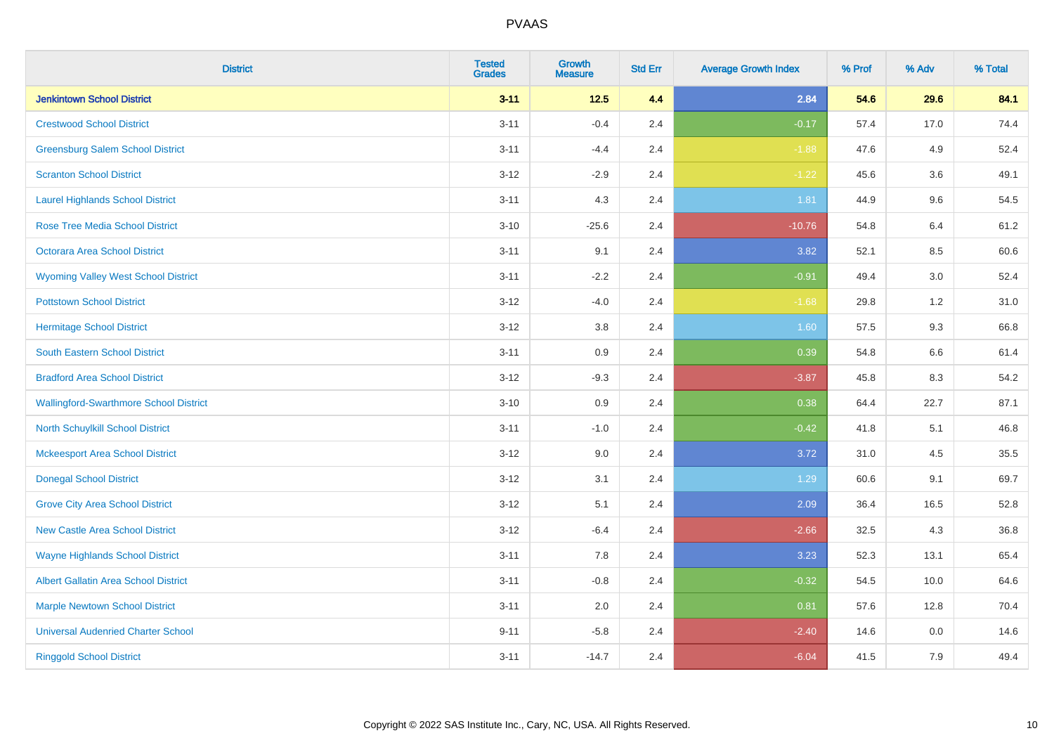| District | Tested Grades | Growth Measure | Std Err | Average Growth Index | % Prof | % Adv | % Total |
|---|---|---|---|---|---|---|---|
| **Jenkintown School District** | **3-11** | **12.5** | **4.4** | **2.84** | **54.6** | **29.6** | **84.1** |
| Crestwood School District | 3-11 | -0.4 | 2.4 | -0.17 | 57.4 | 17.0 | 74.4 |
| Greensburg Salem School District | 3-11 | -4.4 | 2.4 | -1.88 | 47.6 | 4.9 | 52.4 |
| Scranton School District | 3-12 | -2.9 | 2.4 | -1.22 | 45.6 | 3.6 | 49.1 |
| Laurel Highlands School District | 3-11 | 4.3 | 2.4 | 1.81 | 44.9 | 9.6 | 54.5 |
| Rose Tree Media School District | 3-10 | -25.6 | 2.4 | -10.76 | 54.8 | 6.4 | 61.2 |
| Octorara Area School District | 3-11 | 9.1 | 2.4 | 3.82 | 52.1 | 8.5 | 60.6 |
| Wyoming Valley West School District | 3-11 | -2.2 | 2.4 | -0.91 | 49.4 | 3.0 | 52.4 |
| Pottstown School District | 3-12 | -4.0 | 2.4 | -1.68 | 29.8 | 1.2 | 31.0 |
| Hermitage School District | 3-12 | 3.8 | 2.4 | 1.60 | 57.5 | 9.3 | 66.8 |
| South Eastern School District | 3-11 | 0.9 | 2.4 | 0.39 | 54.8 | 6.6 | 61.4 |
| Bradford Area School District | 3-12 | -9.3 | 2.4 | -3.87 | 45.8 | 8.3 | 54.2 |
| Wallingford-Swarthmore School District | 3-10 | 0.9 | 2.4 | 0.38 | 64.4 | 22.7 | 87.1 |
| North Schuylkill School District | 3-11 | -1.0 | 2.4 | -0.42 | 41.8 | 5.1 | 46.8 |
| Mckeesport Area School District | 3-12 | 9.0 | 2.4 | 3.72 | 31.0 | 4.5 | 35.5 |
| Donegal School District | 3-12 | 3.1 | 2.4 | 1.29 | 60.6 | 9.1 | 69.7 |
| Grove City Area School District | 3-12 | 5.1 | 2.4 | 2.09 | 36.4 | 16.5 | 52.8 |
| New Castle Area School District | 3-12 | -6.4 | 2.4 | -2.66 | 32.5 | 4.3 | 36.8 |
| Wayne Highlands School District | 3-11 | 7.8 | 2.4 | 3.23 | 52.3 | 13.1 | 65.4 |
| Albert Gallatin Area School District | 3-11 | -0.8 | 2.4 | -0.32 | 54.5 | 10.0 | 64.6 |
| Marple Newtown School District | 3-11 | 2.0 | 2.4 | 0.81 | 57.6 | 12.8 | 70.4 |
| Universal Audenried Charter School | 9-11 | -5.8 | 2.4 | -2.40 | 14.6 | 0.0 | 14.6 |
| Ringgold School District | 3-11 | -14.7 | 2.4 | -6.04 | 41.5 | 7.9 | 49.4 |

Copyright © 2022 SAS Institute Inc., Cary, NC, USA. All Rights Reserved.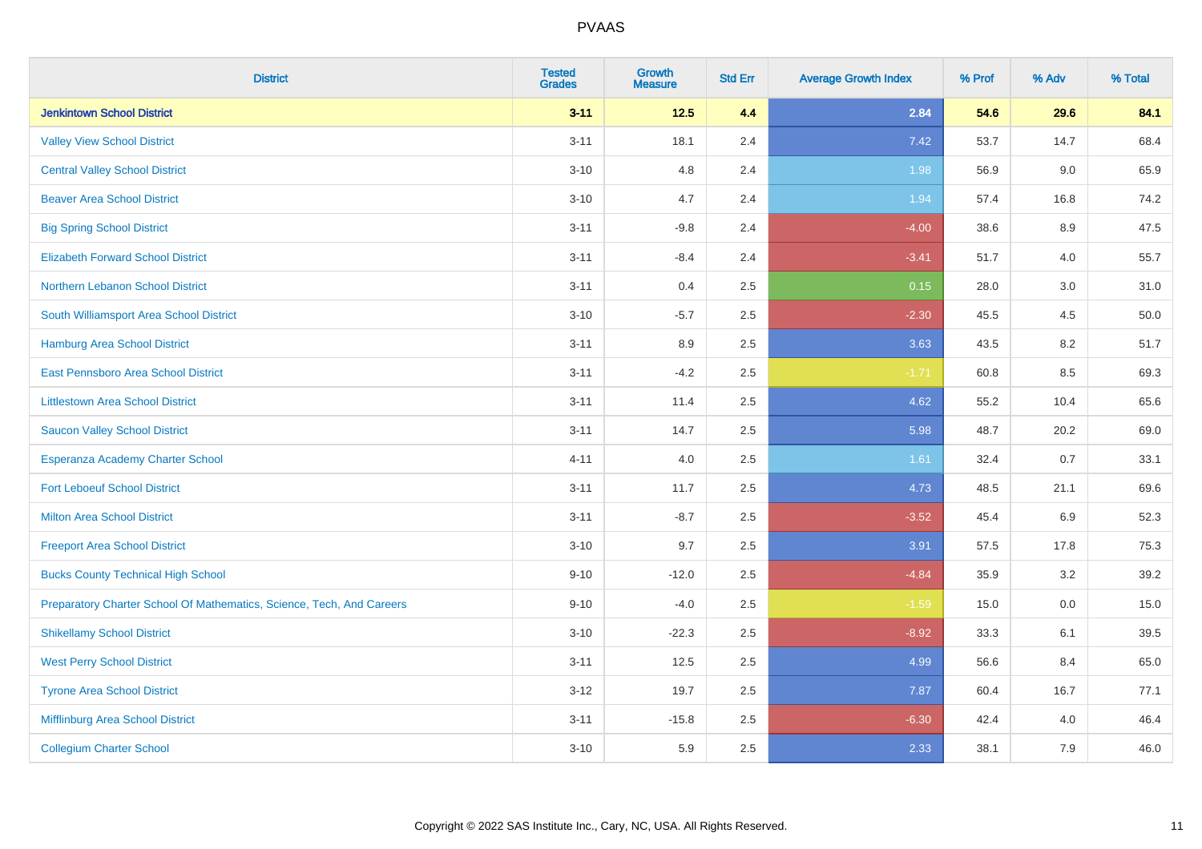| District | Tested Grades | Growth Measure | Std Err | Average Growth Index | % Prof | % Adv | % Total |
|---|---|---|---|---|---|---|---|
| **Jenkintown School District** | **3-11** | **12.5** | **4.4** | **2.84** | **54.6** | **29.6** | **84.1** |
| Valley View School District | 3-11 | 18.1 | 2.4 | 7.42 | 53.7 | 14.7 | 68.4 |
| Central Valley School District | 3-10 | 4.8 | 2.4 | 1.98 | 56.9 | 9.0 | 65.9 |
| Beaver Area School District | 3-10 | 4.7 | 2.4 | 1.94 | 57.4 | 16.8 | 74.2 |
| Big Spring School District | 3-11 | -9.8 | 2.4 | -4.00 | 38.6 | 8.9 | 47.5 |
| Elizabeth Forward School District | 3-11 | -8.4 | 2.4 | -3.41 | 51.7 | 4.0 | 55.7 |
| Northern Lebanon School District | 3-11 | 0.4 | 2.5 | 0.15 | 28.0 | 3.0 | 31.0 |
| South Williamsport Area School District | 3-10 | -5.7 | 2.5 | -2.30 | 45.5 | 4.5 | 50.0 |
| Hamburg Area School District | 3-11 | 8.9 | 2.5 | 3.63 | 43.5 | 8.2 | 51.7 |
| East Pennsboro Area School District | 3-11 | -4.2 | 2.5 | -1.71 | 60.8 | 8.5 | 69.3 |
| Littlestown Area School District | 3-11 | 11.4 | 2.5 | 4.62 | 55.2 | 10.4 | 65.6 |
| Saucon Valley School District | 3-11 | 14.7 | 2.5 | 5.98 | 48.7 | 20.2 | 69.0 |
| Esperanza Academy Charter School | 4-11 | 4.0 | 2.5 | 1.61 | 32.4 | 0.7 | 33.1 |
| Fort Leboeuf School District | 3-11 | 11.7 | 2.5 | 4.73 | 48.5 | 21.1 | 69.6 |
| Milton Area School District | 3-11 | -8.7 | 2.5 | -3.52 | 45.4 | 6.9 | 52.3 |
| Freeport Area School District | 3-10 | 9.7 | 2.5 | 3.91 | 57.5 | 17.8 | 75.3 |
| Bucks County Technical High School | 9-10 | -12.0 | 2.5 | -4.84 | 35.9 | 3.2 | 39.2 |
| Preparatory Charter School Of Mathematics, Science, Tech, And Careers | 9-10 | -4.0 | 2.5 | -1.59 | 15.0 | 0.0 | 15.0 |
| Shikellamy School District | 3-10 | -22.3 | 2.5 | -8.92 | 33.3 | 6.1 | 39.5 |
| West Perry School District | 3-11 | 12.5 | 2.5 | 4.99 | 56.6 | 8.4 | 65.0 |
| Tyrone Area School District | 3-12 | 19.7 | 2.5 | 7.87 | 60.4 | 16.7 | 77.1 |
| Mifflinburg Area School District | 3-11 | -15.8 | 2.5 | -6.30 | 42.4 | 4.0 | 46.4 |
| Collegium Charter School | 3-10 | 5.9 | 2.5 | 2.33 | 38.1 | 7.9 | 46.0 |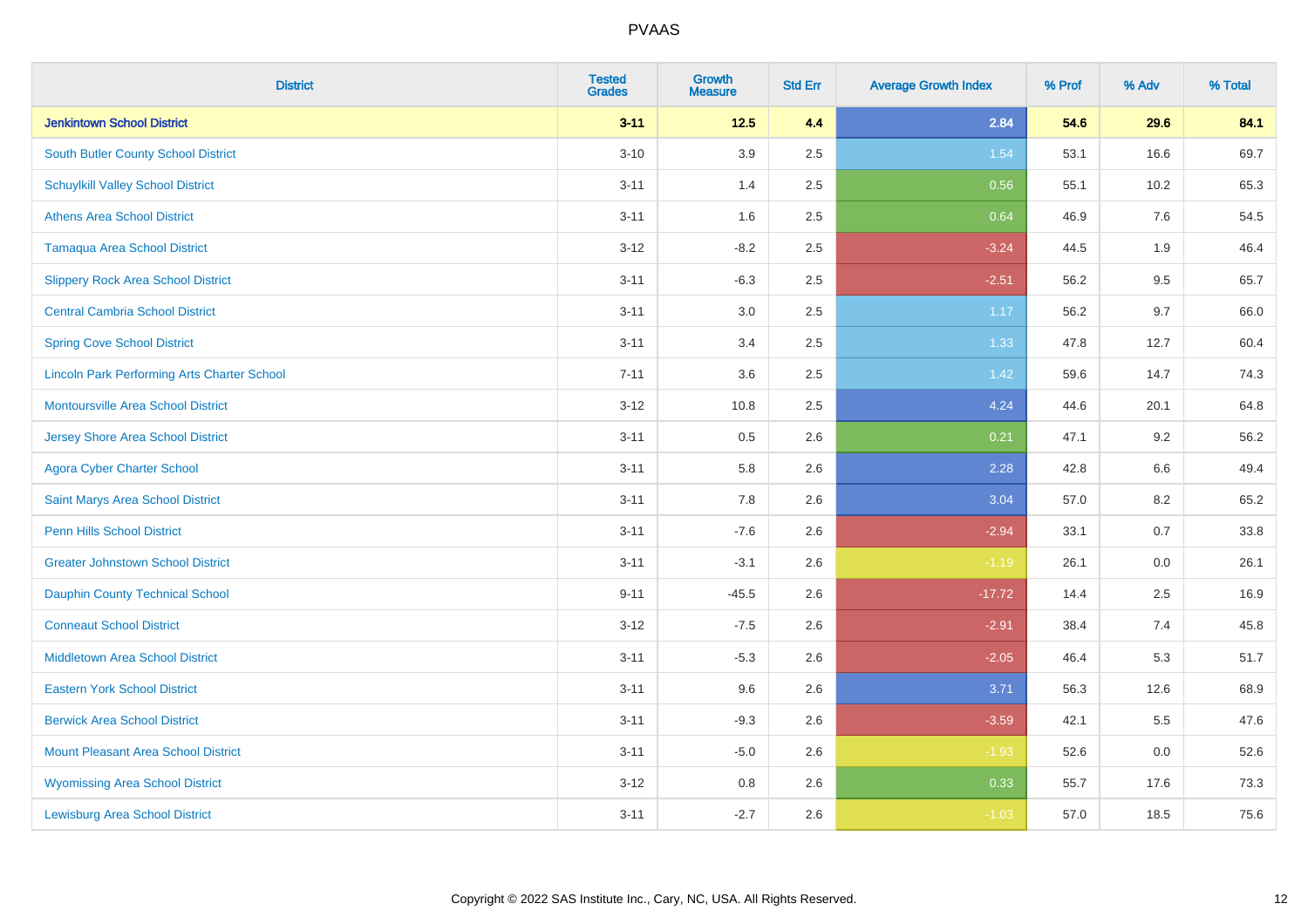| District | Tested Grades | Growth Measure | Std Err | Average Growth Index | % Prof | % Adv | % Total |
|---|---|---|---|---|---|---|---|
| **Jenkintown School District** | **3-11** | **12.5** | **4.4** | **2.84** | **54.6** | **29.6** | **84.1** |
| South Butler County School District | 3-10 | 3.9 | 2.5 | 1.54 | 53.1 | 16.6 | 69.7 |
| Schuylkill Valley School District | 3-11 | 1.4 | 2.5 | 0.56 | 55.1 | 10.2 | 65.3 |
| Athens Area School District | 3-11 | 1.6 | 2.5 | 0.64 | 46.9 | 7.6 | 54.5 |
| Tamaqua Area School District | 3-12 | -8.2 | 2.5 | -3.24 | 44.5 | 1.9 | 46.4 |
| Slippery Rock Area School District | 3-11 | -6.3 | 2.5 | -2.51 | 56.2 | 9.5 | 65.7 |
| Central Cambria School District | 3-11 | 3.0 | 2.5 | 1.17 | 56.2 | 9.7 | 66.0 |
| Spring Cove School District | 3-11 | 3.4 | 2.5 | 1.33 | 47.8 | 12.7 | 60.4 |
| Lincoln Park Performing Arts Charter School | 7-11 | 3.6 | 2.5 | 1.42 | 59.6 | 14.7 | 74.3 |
| Montoursville Area School District | 3-12 | 10.8 | 2.5 | 4.24 | 44.6 | 20.1 | 64.8 |
| Jersey Shore Area School District | 3-11 | 0.5 | 2.6 | 0.21 | 47.1 | 9.2 | 56.2 |
| Agora Cyber Charter School | 3-11 | 5.8 | 2.6 | 2.28 | 42.8 | 6.6 | 49.4 |
| Saint Marys Area School District | 3-11 | 7.8 | 2.6 | 3.04 | 57.0 | 8.2 | 65.2 |
| Penn Hills School District | 3-11 | -7.6 | 2.6 | -2.94 | 33.1 | 0.7 | 33.8 |
| Greater Johnstown School District | 3-11 | -3.1 | 2.6 | -1.19 | 26.1 | 0.0 | 26.1 |
| Dauphin County Technical School | 9-11 | -45.5 | 2.6 | -17.72 | 14.4 | 2.5 | 16.9 |
| Conneaut School District | 3-12 | -7.5 | 2.6 | -2.91 | 38.4 | 7.4 | 45.8 |
| Middletown Area School District | 3-11 | -5.3 | 2.6 | -2.05 | 46.4 | 5.3 | 51.7 |
| Eastern York School District | 3-11 | 9.6 | 2.6 | 3.71 | 56.3 | 12.6 | 68.9 |
| Berwick Area School District | 3-11 | -9.3 | 2.6 | -3.59 | 42.1 | 5.5 | 47.6 |
| Mount Pleasant Area School District | 3-11 | -5.0 | 2.6 | -1.93 | 52.6 | 0.0 | 52.6 |
| Wyomissing Area School District | 3-12 | 0.8 | 2.6 | 0.33 | 55.7 | 17.6 | 73.3 |
| Lewisburg Area School District | 3-11 | -2.7 | 2.6 | -1.03 | 57.0 | 18.5 | 75.6 |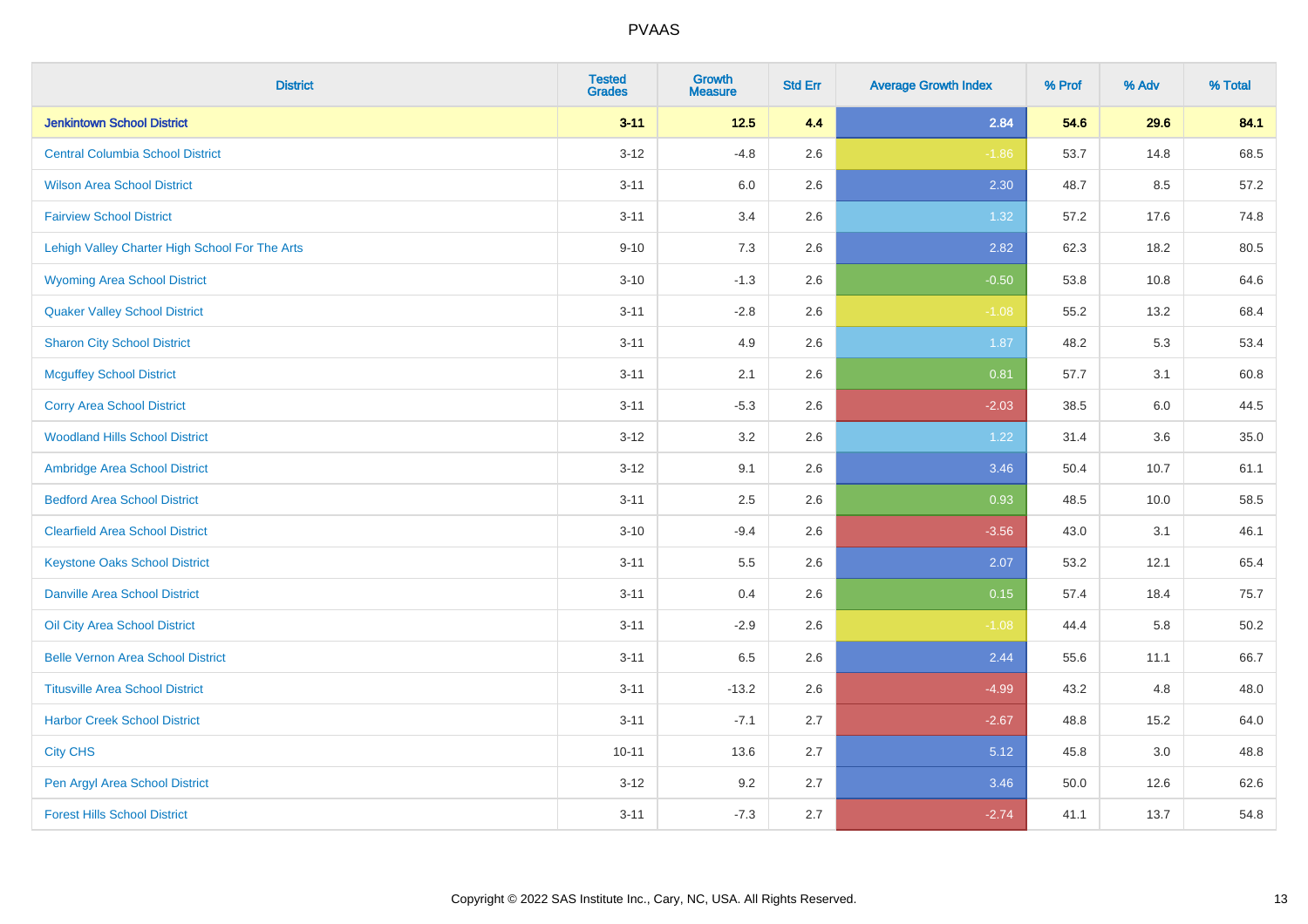# PVAAS

| District | Tested Grades | Growth Measure | Std Err | Average Growth Index | % Prof | % Adv | % Total |
|---|---|---|---|---|---|---|---|
| **Jenkintown School District** | **3-11** | **12.5** | **4.4** | **2.84** | **54.6** | **29.6** | **84.1** |
| Central Columbia School District | 3-12 | -4.8 | 2.6 | -1.86 | 53.7 | 14.8 | 68.5 |
| Wilson Area School District | 3-11 | 6.0 | 2.6 | 2.30 | 48.7 | 8.5 | 57.2 |
| Fairview School District | 3-11 | 3.4 | 2.6 | 1.32 | 57.2 | 17.6 | 74.8 |
| Lehigh Valley Charter High School For The Arts | 9-10 | 7.3 | 2.6 | 2.82 | 62.3 | 18.2 | 80.5 |
| Wyoming Area School District | 3-10 | -1.3 | 2.6 | -0.50 | 53.8 | 10.8 | 64.6 |
| Quaker Valley School District | 3-11 | -2.8 | 2.6 | -1.08 | 55.2 | 13.2 | 68.4 |
| Sharon City School District | 3-11 | 4.9 | 2.6 | 1.87 | 48.2 | 5.3 | 53.4 |
| Mcguffey School District | 3-11 | 2.1 | 2.6 | 0.81 | 57.7 | 3.1 | 60.8 |
| Corry Area School District | 3-11 | -5.3 | 2.6 | -2.03 | 38.5 | 6.0 | 44.5 |
| Woodland Hills School District | 3-12 | 3.2 | 2.6 | 1.22 | 31.4 | 3.6 | 35.0 |
| Ambridge Area School District | 3-12 | 9.1 | 2.6 | 3.46 | 50.4 | 10.7 | 61.1 |
| Bedford Area School District | 3-11 | 2.5 | 2.6 | 0.93 | 48.5 | 10.0 | 58.5 |
| Clearfield Area School District | 3-10 | -9.4 | 2.6 | -3.56 | 43.0 | 3.1 | 46.1 |
| Keystone Oaks School District | 3-11 | 5.5 | 2.6 | 2.07 | 53.2 | 12.1 | 65.4 |
| Danville Area School District | 3-11 | 0.4 | 2.6 | 0.15 | 57.4 | 18.4 | 75.7 |
| Oil City Area School District | 3-11 | -2.9 | 2.6 | -1.08 | 44.4 | 5.8 | 50.2 |
| Belle Vernon Area School District | 3-11 | 6.5 | 2.6 | 2.44 | 55.6 | 11.1 | 66.7 |
| Titusville Area School District | 3-11 | -13.2 | 2.6 | -4.99 | 43.2 | 4.8 | 48.0 |
| Harbor Creek School District | 3-11 | -7.1 | 2.7 | -2.67 | 48.8 | 15.2 | 64.0 |
| City CHS | 10-11 | 13.6 | 2.7 | 5.12 | 45.8 | 3.0 | 48.8 |
| Pen Argyl Area School District | 3-12 | 9.2 | 2.7 | 3.46 | 50.0 | 12.6 | 62.6 |
| Forest Hills School District | 3-11 | -7.3 | 2.7 | -2.74 | 41.1 | 13.7 | 54.8 |

Copyright © 2022 SAS Institute Inc., Cary, NC, USA. All Rights Reserved.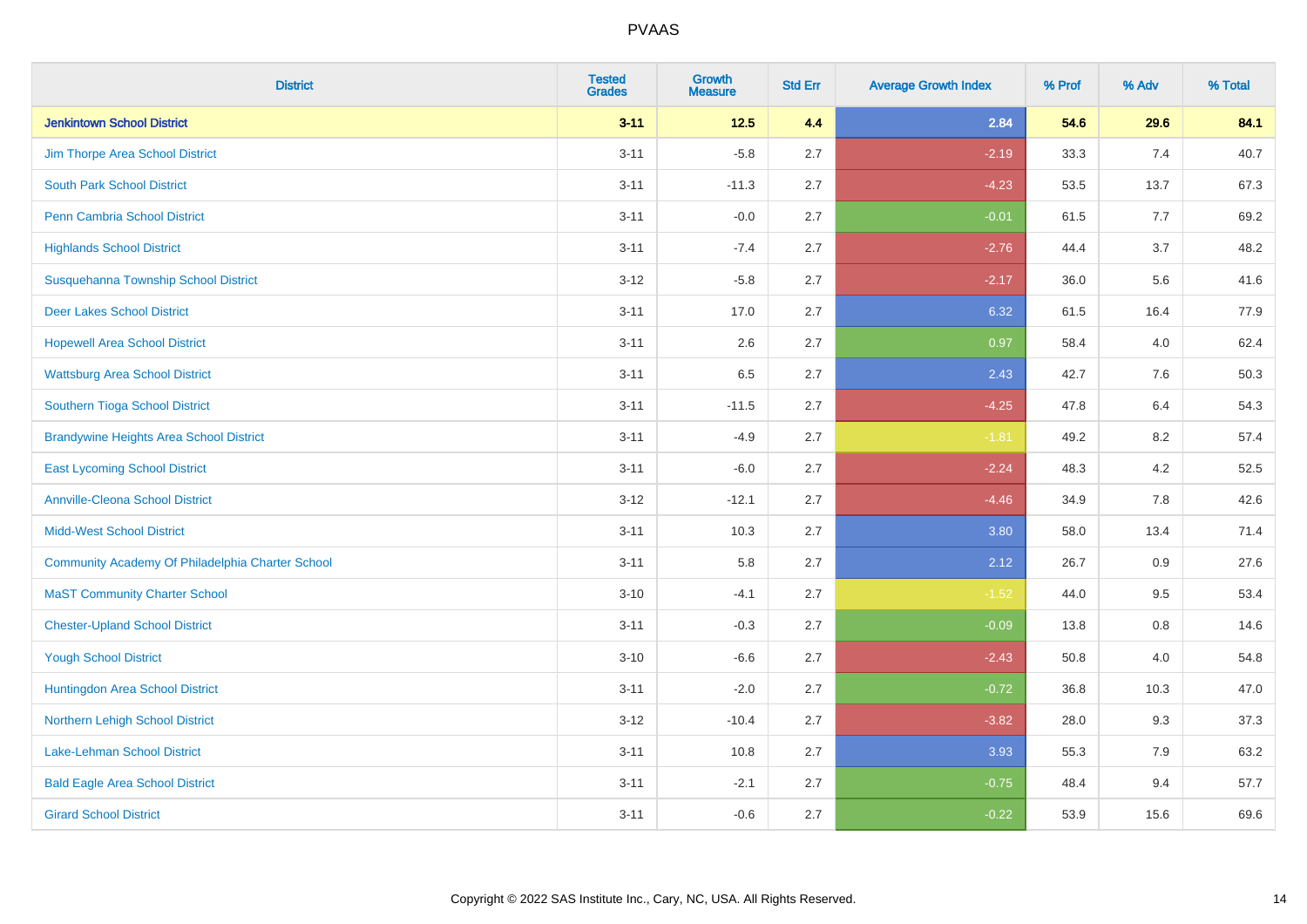| District | Tested Grades | Growth Measure | Std Err | Average Growth Index | % Prof | % Adv | % Total |
|---|---|---|---|---|---|---|---|
| **Jenkintown School District** | **3-11** | **12.5** | **4.4** | **2.84** | **54.6** | **29.6** | **84.1** |
| Jim Thorpe Area School District | 3-11 | -5.8 | 2.7 | -2.19 | 33.3 | 7.4 | 40.7 |
| South Park School District | 3-11 | -11.3 | 2.7 | -4.23 | 53.5 | 13.7 | 67.3 |
| Penn Cambria School District | 3-11 | -0.0 | 2.7 | -0.01 | 61.5 | 7.7 | 69.2 |
| Highlands School District | 3-11 | -7.4 | 2.7 | -2.76 | 44.4 | 3.7 | 48.2 |
| Susquehanna Township School District | 3-12 | -5.8 | 2.7 | -2.17 | 36.0 | 5.6 | 41.6 |
| Deer Lakes School District | 3-11 | 17.0 | 2.7 | 6.32 | 61.5 | 16.4 | 77.9 |
| Hopewell Area School District | 3-11 | 2.6 | 2.7 | 0.97 | 58.4 | 4.0 | 62.4 |
| Wattsburg Area School District | 3-11 | 6.5 | 2.7 | 2.43 | 42.7 | 7.6 | 50.3 |
| Southern Tioga School District | 3-11 | -11.5 | 2.7 | -4.25 | 47.8 | 6.4 | 54.3 |
| Brandywine Heights Area School District | 3-11 | -4.9 | 2.7 | -1.81 | 49.2 | 8.2 | 57.4 |
| East Lycoming School District | 3-11 | -6.0 | 2.7 | -2.24 | 48.3 | 4.2 | 52.5 |
| Annville-Cleona School District | 3-12 | -12.1 | 2.7 | -4.46 | 34.9 | 7.8 | 42.6 |
| Midd-West School District | 3-11 | 10.3 | 2.7 | 3.80 | 58.0 | 13.4 | 71.4 |
| Community Academy Of Philadelphia Charter School | 3-11 | 5.8 | 2.7 | 2.12 | 26.7 | 0.9 | 27.6 |
| MaST Community Charter School | 3-10 | -4.1 | 2.7 | -1.52 | 44.0 | 9.5 | 53.4 |
| Chester-Upland School District | 3-11 | -0.3 | 2.7 | -0.09 | 13.8 | 0.8 | 14.6 |
| Yough School District | 3-10 | -6.6 | 2.7 | -2.43 | 50.8 | 4.0 | 54.8 |
| Huntingdon Area School District | 3-11 | -2.0 | 2.7 | -0.72 | 36.8 | 10.3 | 47.0 |
| Northern Lehigh School District | 3-12 | -10.4 | 2.7 | -3.82 | 28.0 | 9.3 | 37.3 |
| Lake-Lehman School District | 3-11 | 10.8 | 2.7 | 3.93 | 55.3 | 7.9 | 63.2 |
| Bald Eagle Area School District | 3-11 | -2.1 | 2.7 | -0.75 | 48.4 | 9.4 | 57.7 |
| Girard School District | 3-11 | -0.6 | 2.7 | -0.22 | 53.9 | 15.6 | 69.6 |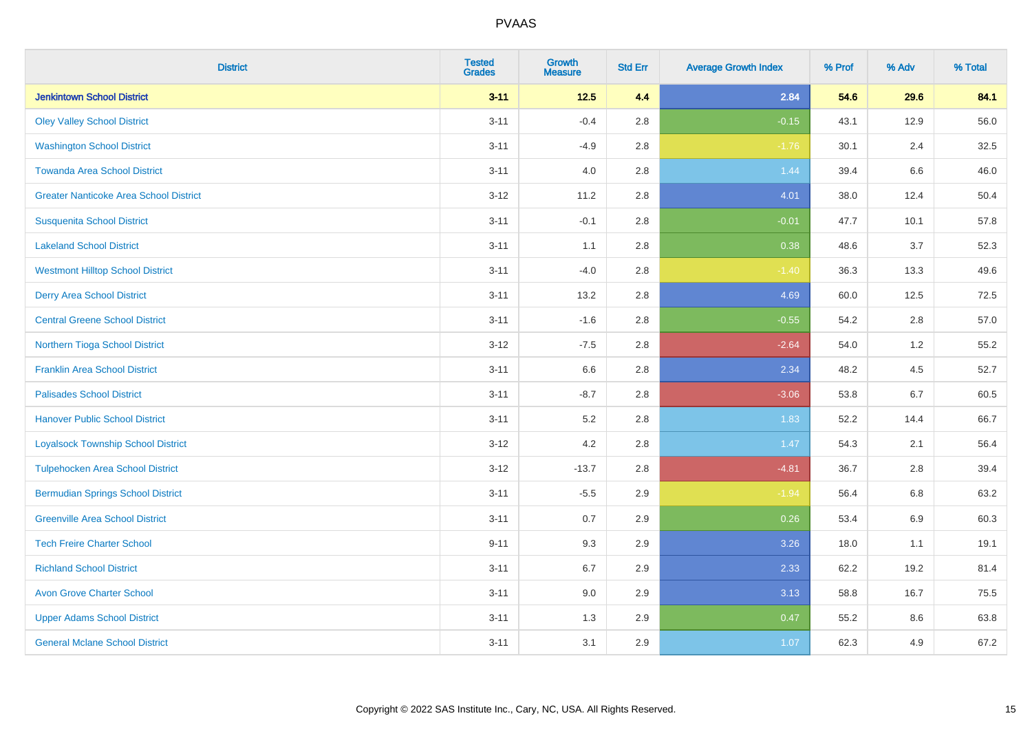| District | Tested Grades | Growth Measure | Std Err | Average Growth Index | % Prof | % Adv | % Total |
|---|---|---|---|---|---|---|---|
| **Jenkintown School District** | **3-11** | **12.5** | **4.4** | **2.84** | **54.6** | **29.6** | **84.1** |
| Oley Valley School District | 3-11 | -0.4 | 2.8 | -0.15 | 43.1 | 12.9 | 56.0 |
| Washington School District | 3-11 | -4.9 | 2.8 | -1.76 | 30.1 | 2.4 | 32.5 |
| Towanda Area School District | 3-11 | 4.0 | 2.8 | 1.44 | 39.4 | 6.6 | 46.0 |
| Greater Nanticoke Area School District | 3-12 | 11.2 | 2.8 | 4.01 | 38.0 | 12.4 | 50.4 |
| Susquenita School District | 3-11 | -0.1 | 2.8 | -0.01 | 47.7 | 10.1 | 57.8 |
| Lakeland School District | 3-11 | 1.1 | 2.8 | 0.38 | 48.6 | 3.7 | 52.3 |
| Westmont Hilltop School District | 3-11 | -4.0 | 2.8 | -1.40 | 36.3 | 13.3 | 49.6 |
| Derry Area School District | 3-11 | 13.2 | 2.8 | 4.69 | 60.0 | 12.5 | 72.5 |
| Central Greene School District | 3-11 | -1.6 | 2.8 | -0.55 | 54.2 | 2.8 | 57.0 |
| Northern Tioga School District | 3-12 | -7.5 | 2.8 | -2.64 | 54.0 | 1.2 | 55.2 |
| Franklin Area School District | 3-11 | 6.6 | 2.8 | 2.34 | 48.2 | 4.5 | 52.7 |
| Palisades School District | 3-11 | -8.7 | 2.8 | -3.06 | 53.8 | 6.7 | 60.5 |
| Hanover Public School District | 3-11 | 5.2 | 2.8 | 1.83 | 52.2 | 14.4 | 66.7 |
| Loyalsock Township School District | 3-12 | 4.2 | 2.8 | 1.47 | 54.3 | 2.1 | 56.4 |
| Tulpehocken Area School District | 3-12 | -13.7 | 2.8 | -4.81 | 36.7 | 2.8 | 39.4 |
| Bermudian Springs School District | 3-11 | -5.5 | 2.9 | -1.94 | 56.4 | 6.8 | 63.2 |
| Greenville Area School District | 3-11 | 0.7 | 2.9 | 0.26 | 53.4 | 6.9 | 60.3 |
| Tech Freire Charter School | 9-11 | 9.3 | 2.9 | 3.26 | 18.0 | 1.1 | 19.1 |
| Richland School District | 3-11 | 6.7 | 2.9 | 2.33 | 62.2 | 19.2 | 81.4 |
| Avon Grove Charter School | 3-11 | 9.0 | 2.9 | 3.13 | 58.8 | 16.7 | 75.5 |
| Upper Adams School District | 3-11 | 1.3 | 2.9 | 0.47 | 55.2 | 8.6 | 63.8 |
| General Mclane School District | 3-11 | 3.1 | 2.9 | 1.07 | 62.3 | 4.9 | 67.2 |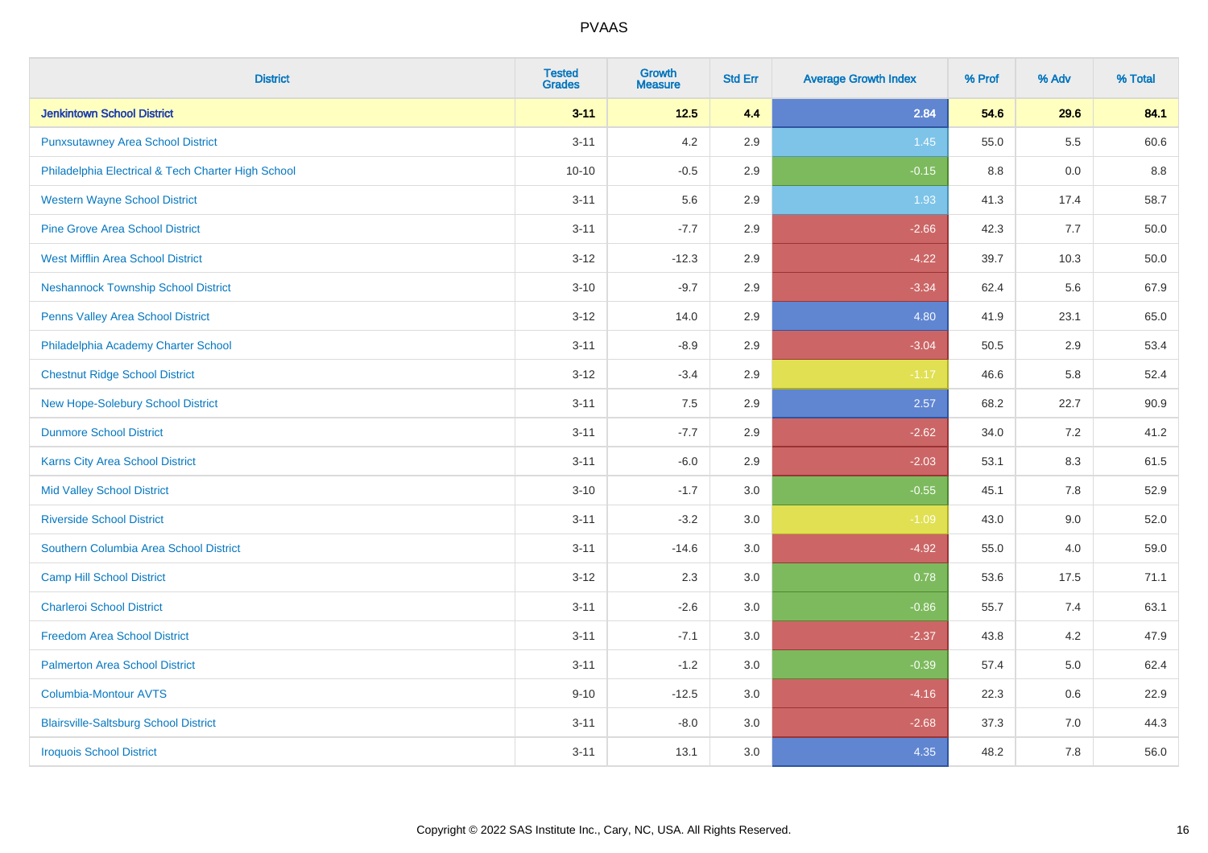# PVAAS

| District | Tested Grades | Growth Measure | Std Err | Average Growth Index | % Prof | % Adv | % Total |
|---|---|---|---|---|---|---|---|
| **Jenkintown School District** | **3-11** | **12.5** | **4.4** | **2.84** | **54.6** | **29.6** | **84.1** |
| Punxsutawney Area School District | 3-11 | 4.2 | 2.9 | 1.45 | 55.0 | 5.5 | 60.6 |
| Philadelphia Electrical & Tech Charter High School | 10-10 | -0.5 | 2.9 | -0.15 | 8.8 | 0.0 | 8.8 |
| Western Wayne School District | 3-11 | 5.6 | 2.9 | 1.93 | 41.3 | 17.4 | 58.7 |
| Pine Grove Area School District | 3-11 | -7.7 | 2.9 | -2.66 | 42.3 | 7.7 | 50.0 |
| West Mifflin Area School District | 3-12 | -12.3 | 2.9 | -4.22 | 39.7 | 10.3 | 50.0 |
| Neshannock Township School District | 3-10 | -9.7 | 2.9 | -3.34 | 62.4 | 5.6 | 67.9 |
| Penns Valley Area School District | 3-12 | 14.0 | 2.9 | 4.80 | 41.9 | 23.1 | 65.0 |
| Philadelphia Academy Charter School | 3-11 | -8.9 | 2.9 | -3.04 | 50.5 | 2.9 | 53.4 |
| Chestnut Ridge School District | 3-12 | -3.4 | 2.9 | -1.17 | 46.6 | 5.8 | 52.4 |
| New Hope-Solebury School District | 3-11 | 7.5 | 2.9 | 2.57 | 68.2 | 22.7 | 90.9 |
| Dunmore School District | 3-11 | -7.7 | 2.9 | -2.62 | 34.0 | 7.2 | 41.2 |
| Karns City Area School District | 3-11 | -6.0 | 2.9 | -2.03 | 53.1 | 8.3 | 61.5 |
| Mid Valley School District | 3-10 | -1.7 | 3.0 | -0.55 | 45.1 | 7.8 | 52.9 |
| Riverside School District | 3-11 | -3.2 | 3.0 | -1.09 | 43.0 | 9.0 | 52.0 |
| Southern Columbia Area School District | 3-11 | -14.6 | 3.0 | -4.92 | 55.0 | 4.0 | 59.0 |
| Camp Hill School District | 3-12 | 2.3 | 3.0 | 0.78 | 53.6 | 17.5 | 71.1 |
| Charleroi School District | 3-11 | -2.6 | 3.0 | -0.86 | 55.7 | 7.4 | 63.1 |
| Freedom Area School District | 3-11 | -7.1 | 3.0 | -2.37 | 43.8 | 4.2 | 47.9 |
| Palmerton Area School District | 3-11 | -1.2 | 3.0 | -0.39 | 57.4 | 5.0 | 62.4 |
| Columbia-Montour AVTS | 9-10 | -12.5 | 3.0 | -4.16 | 22.3 | 0.6 | 22.9 |
| Blairsville-Saltsburg School District | 3-11 | -8.0 | 3.0 | -2.68 | 37.3 | 7.0 | 44.3 |
| Iroquois School District | 3-11 | 13.1 | 3.0 | 4.35 | 48.2 | 7.8 | 56.0 |

Copyright © 2022 SAS Institute Inc., Cary, NC, USA. All Rights Reserved.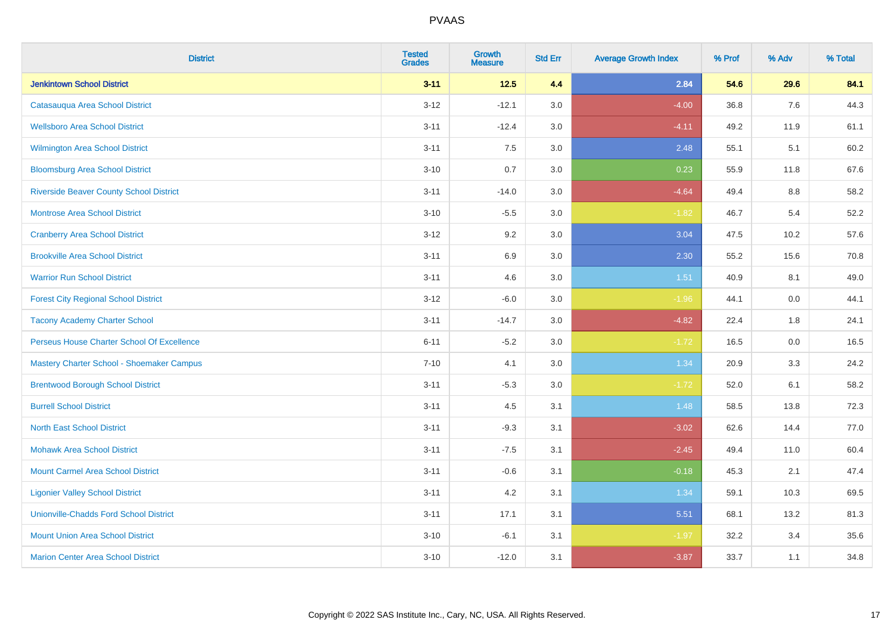# PVAAS

| District | Tested Grades | Growth Measure | Std Err | Average Growth Index | % Prof | % Adv | % Total |
|---|---|---|---|---|---|---|---|
| **Jenkintown School District** | **3-11** | **12.5** | **4.4** | **2.84** | **54.6** | **29.6** | **84.1** |
| Catasauqua Area School District | 3-12 | -12.1 | 3.0 | -4.00 | 36.8 | 7.6 | 44.3 |
| Wellsboro Area School District | 3-11 | -12.4 | 3.0 | -4.11 | 49.2 | 11.9 | 61.1 |
| Wilmington Area School District | 3-11 | 7.5 | 3.0 | 2.48 | 55.1 | 5.1 | 60.2 |
| Bloomsburg Area School District | 3-10 | 0.7 | 3.0 | 0.23 | 55.9 | 11.8 | 67.6 |
| Riverside Beaver County School District | 3-11 | -14.0 | 3.0 | -4.64 | 49.4 | 8.8 | 58.2 |
| Montrose Area School District | 3-10 | -5.5 | 3.0 | -1.82 | 46.7 | 5.4 | 52.2 |
| Cranberry Area School District | 3-12 | 9.2 | 3.0 | 3.04 | 47.5 | 10.2 | 57.6 |
| Brookville Area School District | 3-11 | 6.9 | 3.0 | 2.30 | 55.2 | 15.6 | 70.8 |
| Warrior Run School District | 3-11 | 4.6 | 3.0 | 1.51 | 40.9 | 8.1 | 49.0 |
| Forest City Regional School District | 3-12 | -6.0 | 3.0 | -1.96 | 44.1 | 0.0 | 44.1 |
| Tacony Academy Charter School | 3-11 | -14.7 | 3.0 | -4.82 | 22.4 | 1.8 | 24.1 |
| Perseus House Charter School Of Excellence | 6-11 | -5.2 | 3.0 | -1.72 | 16.5 | 0.0 | 16.5 |
| Mastery Charter School - Shoemaker Campus | 7-10 | 4.1 | 3.0 | 1.34 | 20.9 | 3.3 | 24.2 |
| Brentwood Borough School District | 3-11 | -5.3 | 3.0 | -1.72 | 52.0 | 6.1 | 58.2 |
| Burrell School District | 3-11 | 4.5 | 3.1 | 1.48 | 58.5 | 13.8 | 72.3 |
| North East School District | 3-11 | -9.3 | 3.1 | -3.02 | 62.6 | 14.4 | 77.0 |
| Mohawk Area School District | 3-11 | -7.5 | 3.1 | -2.45 | 49.4 | 11.0 | 60.4 |
| Mount Carmel Area School District | 3-11 | -0.6 | 3.1 | -0.18 | 45.3 | 2.1 | 47.4 |
| Ligonier Valley School District | 3-11 | 4.2 | 3.1 | 1.34 | 59.1 | 10.3 | 69.5 |
| Unionville-Chadds Ford School District | 3-11 | 17.1 | 3.1 | 5.51 | 68.1 | 13.2 | 81.3 |
| Mount Union Area School District | 3-10 | -6.1 | 3.1 | -1.97 | 32.2 | 3.4 | 35.6 |
| Marion Center Area School District | 3-10 | -12.0 | 3.1 | -3.87 | 33.7 | 1.1 | 34.8 |

Copyright © 2022 SAS Institute Inc., Cary, NC, USA. All Rights Reserved.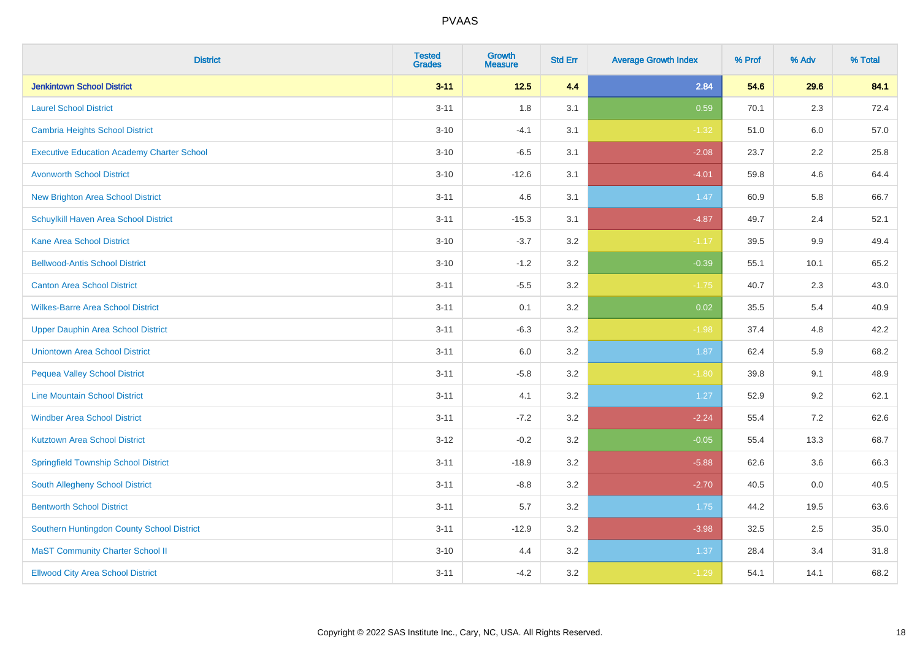| District | Tested Grades | Growth Measure | Std Err | Average Growth Index | % Prof | % Adv | % Total |
|---|---|---|---|---|---|---|---|
| **Jenkintown School District** | **3-11** | **12.5** | **4.4** | **2.84** | **54.6** | **29.6** | **84.1** |
| Laurel School District | 3-11 | 1.8 | 3.1 | 0.59 | 70.1 | 2.3 | 72.4 |
| Cambria Heights School District | 3-10 | -4.1 | 3.1 | -1.32 | 51.0 | 6.0 | 57.0 |
| Executive Education Academy Charter School | 3-10 | -6.5 | 3.1 | -2.08 | 23.7 | 2.2 | 25.8 |
| Avonworth School District | 3-10 | -12.6 | 3.1 | -4.01 | 59.8 | 4.6 | 64.4 |
| New Brighton Area School District | 3-11 | 4.6 | 3.1 | 1.47 | 60.9 | 5.8 | 66.7 |
| Schuylkill Haven Area School District | 3-11 | -15.3 | 3.1 | -4.87 | 49.7 | 2.4 | 52.1 |
| Kane Area School District | 3-10 | -3.7 | 3.2 | -1.17 | 39.5 | 9.9 | 49.4 |
| Bellwood-Antis School District | 3-10 | -1.2 | 3.2 | -0.39 | 55.1 | 10.1 | 65.2 |
| Canton Area School District | 3-11 | -5.5 | 3.2 | -1.75 | 40.7 | 2.3 | 43.0 |
| Wilkes-Barre Area School District | 3-11 | 0.1 | 3.2 | 0.02 | 35.5 | 5.4 | 40.9 |
| Upper Dauphin Area School District | 3-11 | -6.3 | 3.2 | -1.98 | 37.4 | 4.8 | 42.2 |
| Uniontown Area School District | 3-11 | 6.0 | 3.2 | 1.87 | 62.4 | 5.9 | 68.2 |
| Pequea Valley School District | 3-11 | -5.8 | 3.2 | -1.80 | 39.8 | 9.1 | 48.9 |
| Line Mountain School District | 3-11 | 4.1 | 3.2 | 1.27 | 52.9 | 9.2 | 62.1 |
| Windber Area School District | 3-11 | -7.2 | 3.2 | -2.24 | 55.4 | 7.2 | 62.6 |
| Kutztown Area School District | 3-12 | -0.2 | 3.2 | -0.05 | 55.4 | 13.3 | 68.7 |
| Springfield Township School District | 3-11 | -18.9 | 3.2 | -5.88 | 62.6 | 3.6 | 66.3 |
| South Allegheny School District | 3-11 | -8.8 | 3.2 | -2.70 | 40.5 | 0.0 | 40.5 |
| Bentworth School District | 3-11 | 5.7 | 3.2 | 1.75 | 44.2 | 19.5 | 63.6 |
| Southern Huntingdon County School District | 3-11 | -12.9 | 3.2 | -3.98 | 32.5 | 2.5 | 35.0 |
| MaST Community Charter School II | 3-10 | 4.4 | 3.2 | 1.37 | 28.4 | 3.4 | 31.8 |
| Ellwood City Area School District | 3-11 | -4.2 | 3.2 | -1.29 | 54.1 | 14.1 | 68.2 |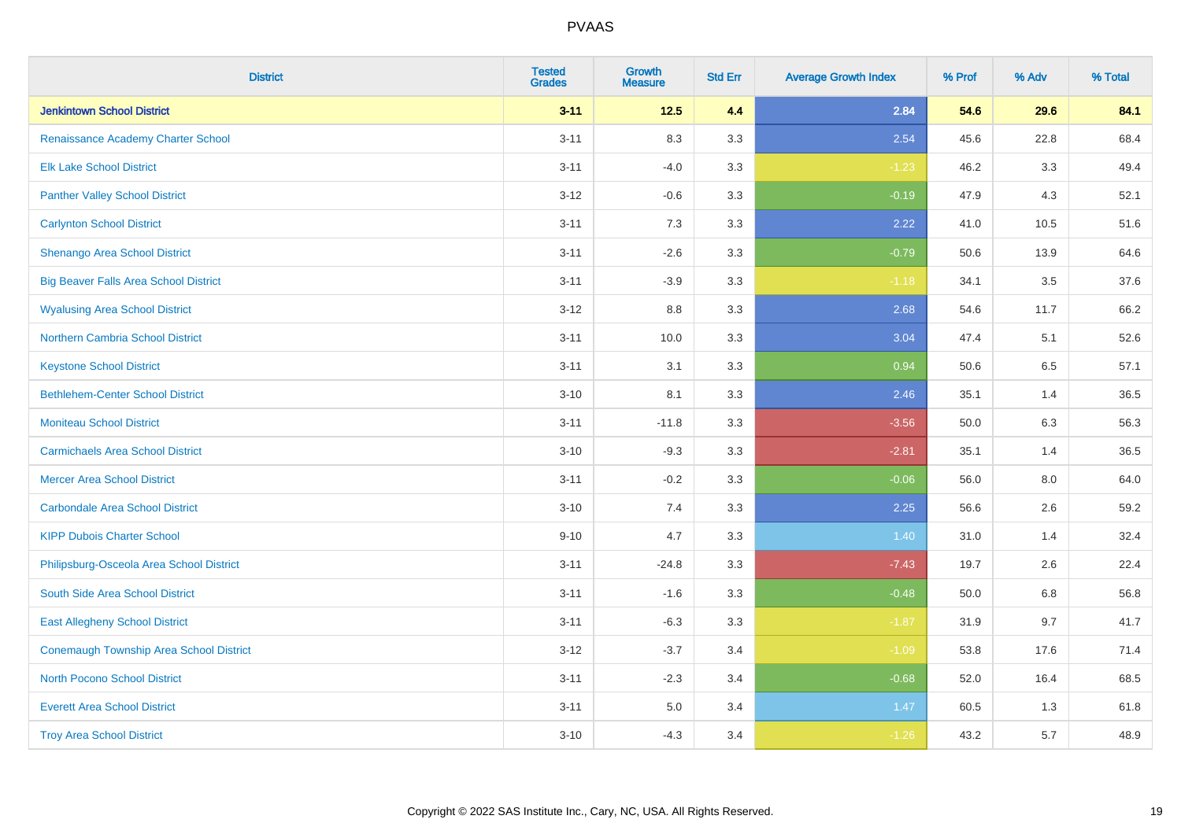| District | Tested Grades | Growth Measure | Std Err | Average Growth Index | % Prof | % Adv | % Total |
|---|---|---|---|---|---|---|---|
| **Jenkintown School District** | **3-11** | **12.5** | **4.4** | **2.84** | **54.6** | **29.6** | **84.1** |
| Renaissance Academy Charter School | 3-11 | 8.3 | 3.3 | 2.54 | 45.6 | 22.8 | 68.4 |
| Elk Lake School District | 3-11 | -4.0 | 3.3 | -1.23 | 46.2 | 3.3 | 49.4 |
| Panther Valley School District | 3-12 | -0.6 | 3.3 | -0.19 | 47.9 | 4.3 | 52.1 |
| Carlynton School District | 3-11 | 7.3 | 3.3 | 2.22 | 41.0 | 10.5 | 51.6 |
| Shenango Area School District | 3-11 | -2.6 | 3.3 | -0.79 | 50.6 | 13.9 | 64.6 |
| Big Beaver Falls Area School District | 3-11 | -3.9 | 3.3 | -1.18 | 34.1 | 3.5 | 37.6 |
| Wyalusing Area School District | 3-12 | 8.8 | 3.3 | 2.68 | 54.6 | 11.7 | 66.2 |
| Northern Cambria School District | 3-11 | 10.0 | 3.3 | 3.04 | 47.4 | 5.1 | 52.6 |
| Keystone School District | 3-11 | 3.1 | 3.3 | 0.94 | 50.6 | 6.5 | 57.1 |
| Bethlehem-Center School District | 3-10 | 8.1 | 3.3 | 2.46 | 35.1 | 1.4 | 36.5 |
| Moniteau School District | 3-11 | -11.8 | 3.3 | -3.56 | 50.0 | 6.3 | 56.3 |
| Carmichaels Area School District | 3-10 | -9.3 | 3.3 | -2.81 | 35.1 | 1.4 | 36.5 |
| Mercer Area School District | 3-11 | -0.2 | 3.3 | -0.06 | 56.0 | 8.0 | 64.0 |
| Carbondale Area School District | 3-10 | 7.4 | 3.3 | 2.25 | 56.6 | 2.6 | 59.2 |
| KIPP Dubois Charter School | 9-10 | 4.7 | 3.3 | 1.40 | 31.0 | 1.4 | 32.4 |
| Philipsburg-Osceola Area School District | 3-11 | -24.8 | 3.3 | -7.43 | 19.7 | 2.6 | 22.4 |
| South Side Area School District | 3-11 | -1.6 | 3.3 | -0.48 | 50.0 | 6.8 | 56.8 |
| East Allegheny School District | 3-11 | -6.3 | 3.3 | -1.87 | 31.9 | 9.7 | 41.7 |
| Conemaugh Township Area School District | 3-12 | -3.7 | 3.4 | -1.09 | 53.8 | 17.6 | 71.4 |
| North Pocono School District | 3-11 | -2.3 | 3.4 | -0.68 | 52.0 | 16.4 | 68.5 |
| Everett Area School District | 3-11 | 5.0 | 3.4 | 1.47 | 60.5 | 1.3 | 61.8 |
| Troy Area School District | 3-10 | -4.3 | 3.4 | -1.26 | 43.2 | 5.7 | 48.9 |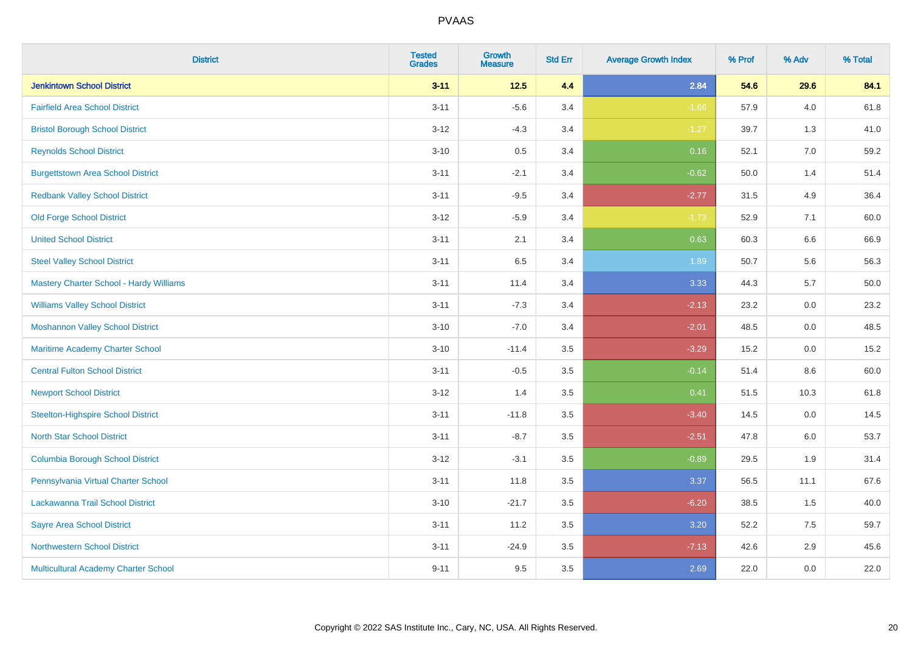# PVAAS

| District | Tested Grades | Growth Measure | Std Err | Average Growth Index | % Prof | % Adv | % Total |
|---|---|---|---|---|---|---|---|
| **Jenkintown School District** | **3-11** | **12.5** | **4.4** | **2.84** | **54.6** | **29.6** | **84.1** |
| Fairfield Area School District | 3-11 | -5.6 | 3.4 | -1.66 | 57.9 | 4.0 | 61.8 |
| Bristol Borough School District | 3-12 | -4.3 | 3.4 | -1.27 | 39.7 | 1.3 | 41.0 |
| Reynolds School District | 3-10 | 0.5 | 3.4 | 0.16 | 52.1 | 7.0 | 59.2 |
| Burgettstown Area School District | 3-11 | -2.1 | 3.4 | -0.62 | 50.0 | 1.4 | 51.4 |
| Redbank Valley School District | 3-11 | -9.5 | 3.4 | -2.77 | 31.5 | 4.9 | 36.4 |
| Old Forge School District | 3-12 | -5.9 | 3.4 | -1.73 | 52.9 | 7.1 | 60.0 |
| United School District | 3-11 | 2.1 | 3.4 | 0.63 | 60.3 | 6.6 | 66.9 |
| Steel Valley School District | 3-11 | 6.5 | 3.4 | 1.89 | 50.7 | 5.6 | 56.3 |
| Mastery Charter School - Hardy Williams | 3-11 | 11.4 | 3.4 | 3.33 | 44.3 | 5.7 | 50.0 |
| Williams Valley School District | 3-11 | -7.3 | 3.4 | -2.13 | 23.2 | 0.0 | 23.2 |
| Moshannon Valley School District | 3-10 | -7.0 | 3.4 | -2.01 | 48.5 | 0.0 | 48.5 |
| Maritime Academy Charter School | 3-10 | -11.4 | 3.5 | -3.29 | 15.2 | 0.0 | 15.2 |
| Central Fulton School District | 3-11 | -0.5 | 3.5 | -0.14 | 51.4 | 8.6 | 60.0 |
| Newport School District | 3-12 | 1.4 | 3.5 | 0.41 | 51.5 | 10.3 | 61.8 |
| Steelton-Highspire School District | 3-11 | -11.8 | 3.5 | -3.40 | 14.5 | 0.0 | 14.5 |
| North Star School District | 3-11 | -8.7 | 3.5 | -2.51 | 47.8 | 6.0 | 53.7 |
| Columbia Borough School District | 3-12 | -3.1 | 3.5 | -0.89 | 29.5 | 1.9 | 31.4 |
| Pennsylvania Virtual Charter School | 3-11 | 11.8 | 3.5 | 3.37 | 56.5 | 11.1 | 67.6 |
| Lackawanna Trail School District | 3-10 | -21.7 | 3.5 | -6.20 | 38.5 | 1.5 | 40.0 |
| Sayre Area School District | 3-11 | 11.2 | 3.5 | 3.20 | 52.2 | 7.5 | 59.7 |
| Northwestern School District | 3-11 | -24.9 | 3.5 | -7.13 | 42.6 | 2.9 | 45.6 |
| Multicultural Academy Charter School | 9-11 | 9.5 | 3.5 | 2.69 | 22.0 | 0.0 | 22.0 |

Copyright © 2022 SAS Institute Inc., Cary, NC, USA. All Rights Reserved.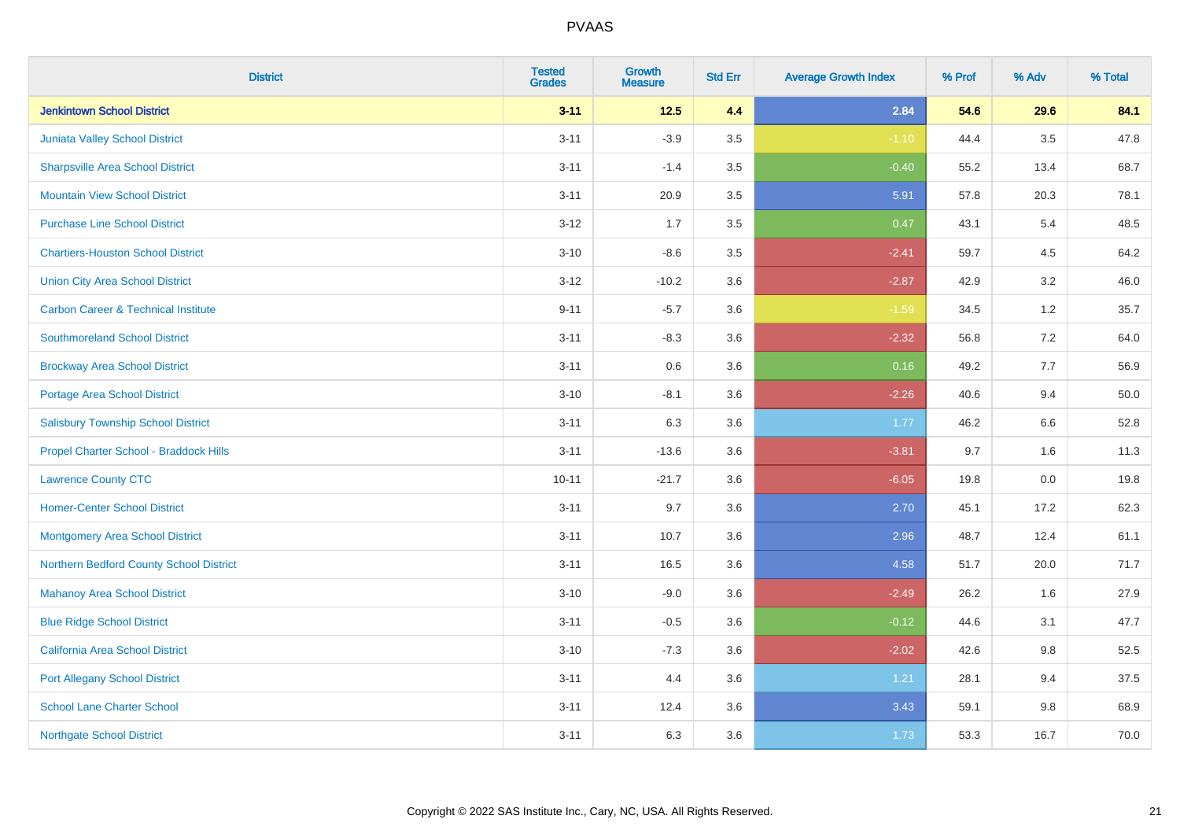# PVAAS

| District | Tested Grades | Growth Measure | Std Err | Average Growth Index | % Prof | % Adv | % Total |
|---|---|---|---|---|---|---|---|
| **Jenkintown School District** | **3-11** | **12.5** | **4.4** | **2.84** | **54.6** | **29.6** | **84.1** |
| Juniata Valley School District | 3-11 | -3.9 | 3.5 | -1.10 | 44.4 | 3.5 | 47.8 |
| Sharpsville Area School District | 3-11 | -1.4 | 3.5 | -0.40 | 55.2 | 13.4 | 68.7 |
| Mountain View School District | 3-11 | 20.9 | 3.5 | 5.91 | 57.8 | 20.3 | 78.1 |
| Purchase Line School District | 3-12 | 1.7 | 3.5 | 0.47 | 43.1 | 5.4 | 48.5 |
| Chartiers-Houston School District | 3-10 | -8.6 | 3.5 | -2.41 | 59.7 | 4.5 | 64.2 |
| Union City Area School District | 3-12 | -10.2 | 3.6 | -2.87 | 42.9 | 3.2 | 46.0 |
| Carbon Career & Technical Institute | 9-11 | -5.7 | 3.6 | -1.59 | 34.5 | 1.2 | 35.7 |
| Southmoreland School District | 3-11 | -8.3 | 3.6 | -2.32 | 56.8 | 7.2 | 64.0 |
| Brockway Area School District | 3-11 | 0.6 | 3.6 | 0.16 | 49.2 | 7.7 | 56.9 |
| Portage Area School District | 3-10 | -8.1 | 3.6 | -2.26 | 40.6 | 9.4 | 50.0 |
| Salisbury Township School District | 3-11 | 6.3 | 3.6 | 1.77 | 46.2 | 6.6 | 52.8 |
| Propel Charter School - Braddock Hills | 3-11 | -13.6 | 3.6 | -3.81 | 9.7 | 1.6 | 11.3 |
| Lawrence County CTC | 10-11 | -21.7 | 3.6 | -6.05 | 19.8 | 0.0 | 19.8 |
| Homer-Center School District | 3-11 | 9.7 | 3.6 | 2.70 | 45.1 | 17.2 | 62.3 |
| Montgomery Area School District | 3-11 | 10.7 | 3.6 | 2.96 | 48.7 | 12.4 | 61.1 |
| Northern Bedford County School District | 3-11 | 16.5 | 3.6 | 4.58 | 51.7 | 20.0 | 71.7 |
| Mahanoy Area School District | 3-10 | -9.0 | 3.6 | -2.49 | 26.2 | 1.6 | 27.9 |
| Blue Ridge School District | 3-11 | -0.5 | 3.6 | -0.12 | 44.6 | 3.1 | 47.7 |
| California Area School District | 3-10 | -7.3 | 3.6 | -2.02 | 42.6 | 9.8 | 52.5 |
| Port Allegany School District | 3-11 | 4.4 | 3.6 | 1.21 | 28.1 | 9.4 | 37.5 |
| School Lane Charter School | 3-11 | 12.4 | 3.6 | 3.43 | 59.1 | 9.8 | 68.9 |
| Northgate School District | 3-11 | 6.3 | 3.6 | 1.73 | 53.3 | 16.7 | 70.0 |

Copyright © 2022 SAS Institute Inc., Cary, NC, USA. All Rights Reserved.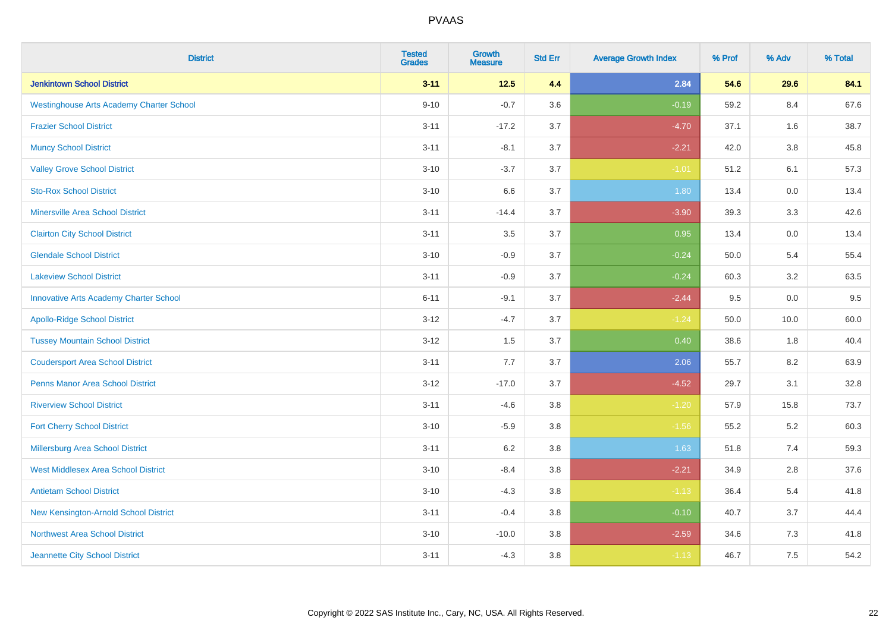| District | Tested Grades | Growth Measure | Std Err | Average Growth Index | % Prof | % Adv | % Total |
|---|---|---|---|---|---|---|---|
| **Jenkintown School District** | **3-11** | **12.5** | **4.4** | **2.84** | **54.6** | **29.6** | **84.1** |
| Westinghouse Arts Academy Charter School | 9-10 | -0.7 | 3.6 | -0.19 | 59.2 | 8.4 | 67.6 |
| Frazier School District | 3-11 | -17.2 | 3.7 | -4.70 | 37.1 | 1.6 | 38.7 |
| Muncy School District | 3-11 | -8.1 | 3.7 | -2.21 | 42.0 | 3.8 | 45.8 |
| Valley Grove School District | 3-10 | -3.7 | 3.7 | -1.01 | 51.2 | 6.1 | 57.3 |
| Sto-Rox School District | 3-10 | 6.6 | 3.7 | 1.80 | 13.4 | 0.0 | 13.4 |
| Minersville Area School District | 3-11 | -14.4 | 3.7 | -3.90 | 39.3 | 3.3 | 42.6 |
| Clairton City School District | 3-11 | 3.5 | 3.7 | 0.95 | 13.4 | 0.0 | 13.4 |
| Glendale School District | 3-10 | -0.9 | 3.7 | -0.24 | 50.0 | 5.4 | 55.4 |
| Lakeview School District | 3-11 | -0.9 | 3.7 | -0.24 | 60.3 | 3.2 | 63.5 |
| Innovative Arts Academy Charter School | 6-11 | -9.1 | 3.7 | -2.44 | 9.5 | 0.0 | 9.5 |
| Apollo-Ridge School District | 3-12 | -4.7 | 3.7 | -1.24 | 50.0 | 10.0 | 60.0 |
| Tussey Mountain School District | 3-12 | 1.5 | 3.7 | 0.40 | 38.6 | 1.8 | 40.4 |
| Coudersport Area School District | 3-11 | 7.7 | 3.7 | 2.06 | 55.7 | 8.2 | 63.9 |
| Penns Manor Area School District | 3-12 | -17.0 | 3.7 | -4.52 | 29.7 | 3.1 | 32.8 |
| Riverview School District | 3-11 | -4.6 | 3.8 | -1.20 | 57.9 | 15.8 | 73.7 |
| Fort Cherry School District | 3-10 | -5.9 | 3.8 | -1.56 | 55.2 | 5.2 | 60.3 |
| Millersburg Area School District | 3-11 | 6.2 | 3.8 | 1.63 | 51.8 | 7.4 | 59.3 |
| West Middlesex Area School District | 3-10 | -8.4 | 3.8 | -2.21 | 34.9 | 2.8 | 37.6 |
| Antietam School District | 3-10 | -4.3 | 3.8 | -1.13 | 36.4 | 5.4 | 41.8 |
| New Kensington-Arnold School District | 3-11 | -0.4 | 3.8 | -0.10 | 40.7 | 3.7 | 44.4 |
| Northwest Area School District | 3-10 | -10.0 | 3.8 | -2.59 | 34.6 | 7.3 | 41.8 |
| Jeannette City School District | 3-11 | -4.3 | 3.8 | -1.13 | 46.7 | 7.5 | 54.2 |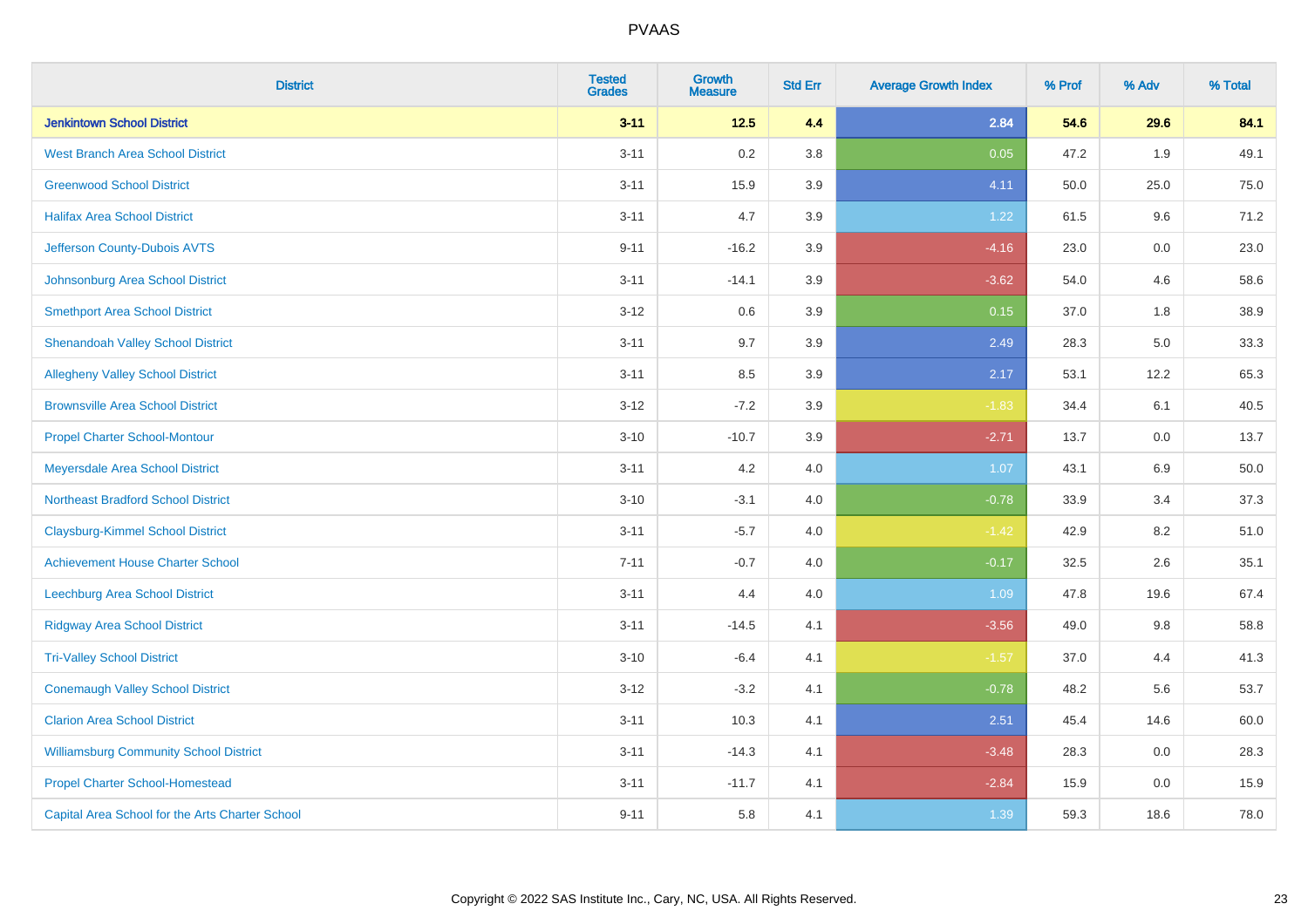| District | Tested Grades | Growth Measure | Std Err | Average Growth Index | % Prof | % Adv | % Total |
|---|---|---|---|---|---|---|---|
| **Jenkintown School District** | **3-11** | **12.5** | **4.4** | **2.84** | **54.6** | **29.6** | **84.1** |
| West Branch Area School District | 3-11 | 0.2 | 3.8 | 0.05 | 47.2 | 1.9 | 49.1 |
| Greenwood School District | 3-11 | 15.9 | 3.9 | 4.11 | 50.0 | 25.0 | 75.0 |
| Halifax Area School District | 3-11 | 4.7 | 3.9 | 1.22 | 61.5 | 9.6 | 71.2 |
| Jefferson County-Dubois AVTS | 9-11 | -16.2 | 3.9 | -4.16 | 23.0 | 0.0 | 23.0 |
| Johnsonburg Area School District | 3-11 | -14.1 | 3.9 | -3.62 | 54.0 | 4.6 | 58.6 |
| Smethport Area School District | 3-12 | 0.6 | 3.9 | 0.15 | 37.0 | 1.8 | 38.9 |
| Shenandoah Valley School District | 3-11 | 9.7 | 3.9 | 2.49 | 28.3 | 5.0 | 33.3 |
| Allegheny Valley School District | 3-11 | 8.5 | 3.9 | 2.17 | 53.1 | 12.2 | 65.3 |
| Brownsville Area School District | 3-12 | -7.2 | 3.9 | -1.83 | 34.4 | 6.1 | 40.5 |
| Propel Charter School-Montour | 3-10 | -10.7 | 3.9 | -2.71 | 13.7 | 0.0 | 13.7 |
| Meyersdale Area School District | 3-11 | 4.2 | 4.0 | 1.07 | 43.1 | 6.9 | 50.0 |
| Northeast Bradford School District | 3-10 | -3.1 | 4.0 | -0.78 | 33.9 | 3.4 | 37.3 |
| Claysburg-Kimmel School District | 3-11 | -5.7 | 4.0 | -1.42 | 42.9 | 8.2 | 51.0 |
| Achievement House Charter School | 7-11 | -0.7 | 4.0 | -0.17 | 32.5 | 2.6 | 35.1 |
| Leechburg Area School District | 3-11 | 4.4 | 4.0 | 1.09 | 47.8 | 19.6 | 67.4 |
| Ridgway Area School District | 3-11 | -14.5 | 4.1 | -3.56 | 49.0 | 9.8 | 58.8 |
| Tri-Valley School District | 3-10 | -6.4 | 4.1 | -1.57 | 37.0 | 4.4 | 41.3 |
| Conemaugh Valley School District | 3-12 | -3.2 | 4.1 | -0.78 | 48.2 | 5.6 | 53.7 |
| Clarion Area School District | 3-11 | 10.3 | 4.1 | 2.51 | 45.4 | 14.6 | 60.0 |
| Williamsburg Community School District | 3-11 | -14.3 | 4.1 | -3.48 | 28.3 | 0.0 | 28.3 |
| Propel Charter School-Homestead | 3-11 | -11.7 | 4.1 | -2.84 | 15.9 | 0.0 | 15.9 |
| Capital Area School for the Arts Charter School | 9-11 | 5.8 | 4.1 | 1.39 | 59.3 | 18.6 | 78.0 |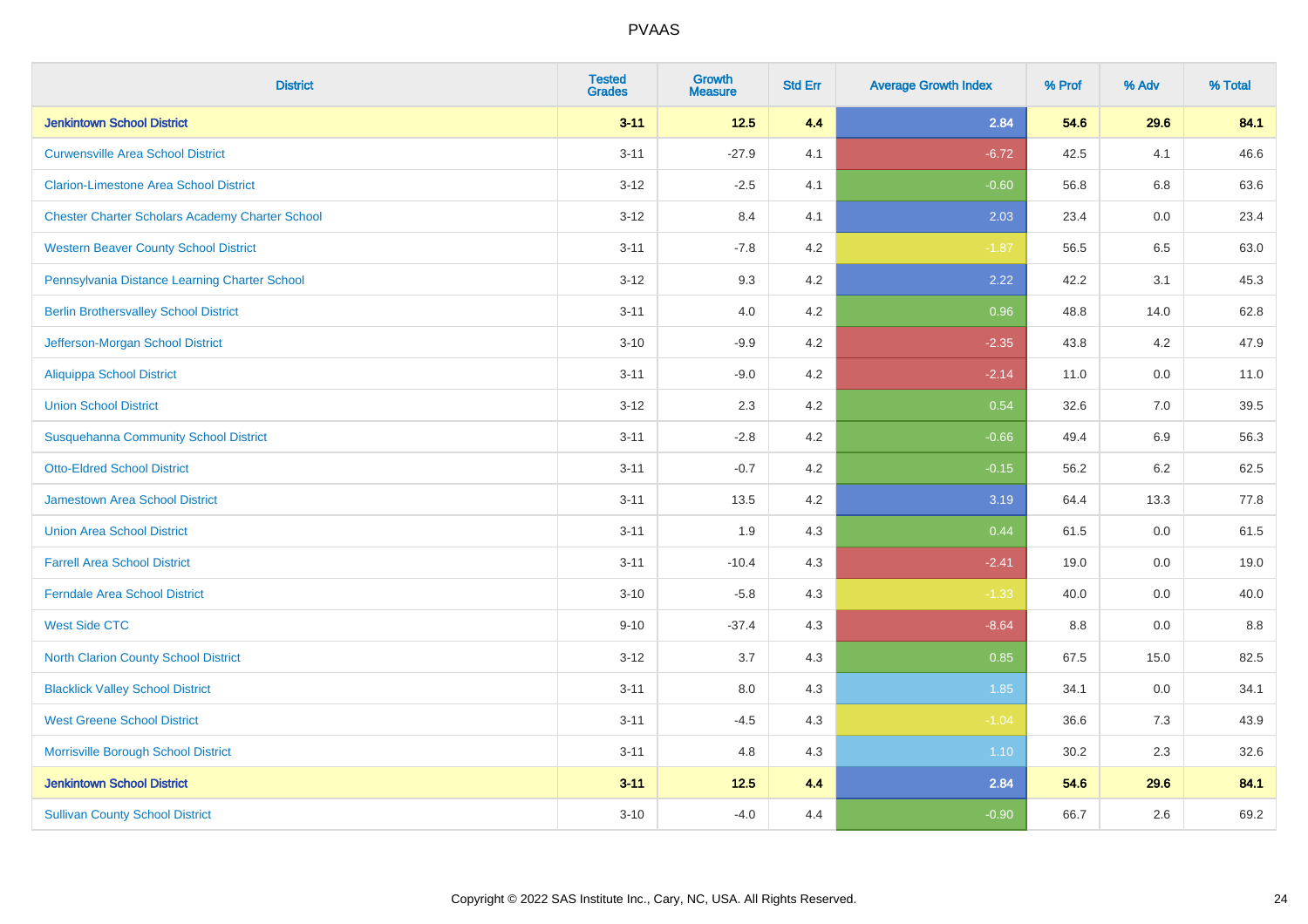| District | Tested Grades | Growth Measure | Std Err | Average Growth Index | % Prof | % Adv | % Total |
|---|---|---|---|---|---|---|---|
| **Jenkintown School District** | **3-11** | **12.5** | **4.4** | **2.84** | **54.6** | **29.6** | **84.1** |
| Curwensville Area School District | 3-11 | -27.9 | 4.1 | -6.72 | 42.5 | 4.1 | 46.6 |
| Clarion-Limestone Area School District | 3-12 | -2.5 | 4.1 | -0.60 | 56.8 | 6.8 | 63.6 |
| Chester Charter Scholars Academy Charter School | 3-12 | 8.4 | 4.1 | 2.03 | 23.4 | 0.0 | 23.4 |
| Western Beaver County School District | 3-11 | -7.8 | 4.2 | -1.87 | 56.5 | 6.5 | 63.0 |
| Pennsylvania Distance Learning Charter School | 3-12 | 9.3 | 4.2 | 2.22 | 42.2 | 3.1 | 45.3 |
| Berlin Brothersvalley School District | 3-11 | 4.0 | 4.2 | 0.96 | 48.8 | 14.0 | 62.8 |
| Jefferson-Morgan School District | 3-10 | -9.9 | 4.2 | -2.35 | 43.8 | 4.2 | 47.9 |
| Aliquippa School District | 3-11 | -9.0 | 4.2 | -2.14 | 11.0 | 0.0 | 11.0 |
| Union School District | 3-12 | 2.3 | 4.2 | 0.54 | 32.6 | 7.0 | 39.5 |
| Susquehanna Community School District | 3-11 | -2.8 | 4.2 | -0.66 | 49.4 | 6.9 | 56.3 |
| Otto-Eldred School District | 3-11 | -0.7 | 4.2 | -0.15 | 56.2 | 6.2 | 62.5 |
| Jamestown Area School District | 3-11 | 13.5 | 4.2 | 3.19 | 64.4 | 13.3 | 77.8 |
| Union Area School District | 3-11 | 1.9 | 4.3 | 0.44 | 61.5 | 0.0 | 61.5 |
| Farrell Area School District | 3-11 | -10.4 | 4.3 | -2.41 | 19.0 | 0.0 | 19.0 |
| Ferndale Area School District | 3-10 | -5.8 | 4.3 | -1.33 | 40.0 | 0.0 | 40.0 |
| West Side CTC | 9-10 | -37.4 | 4.3 | -8.64 | 8.8 | 0.0 | 8.8 |
| North Clarion County School District | 3-12 | 3.7 | 4.3 | 0.85 | 67.5 | 15.0 | 82.5 |
| Blacklick Valley School District | 3-11 | 8.0 | 4.3 | 1.85 | 34.1 | 0.0 | 34.1 |
| West Greene School District | 3-11 | -4.5 | 4.3 | -1.04 | 36.6 | 7.3 | 43.9 |
| Morrisville Borough School District | 3-11 | 4.8 | 4.3 | 1.10 | 30.2 | 2.3 | 32.6 |
| **Jenkintown School District** | **3-11** | **12.5** | **4.4** | **2.84** | **54.6** | **29.6** | **84.1** |
| Sullivan County School District | 3-10 | -4.0 | 4.4 | -0.90 | 66.7 | 2.6 | 69.2 |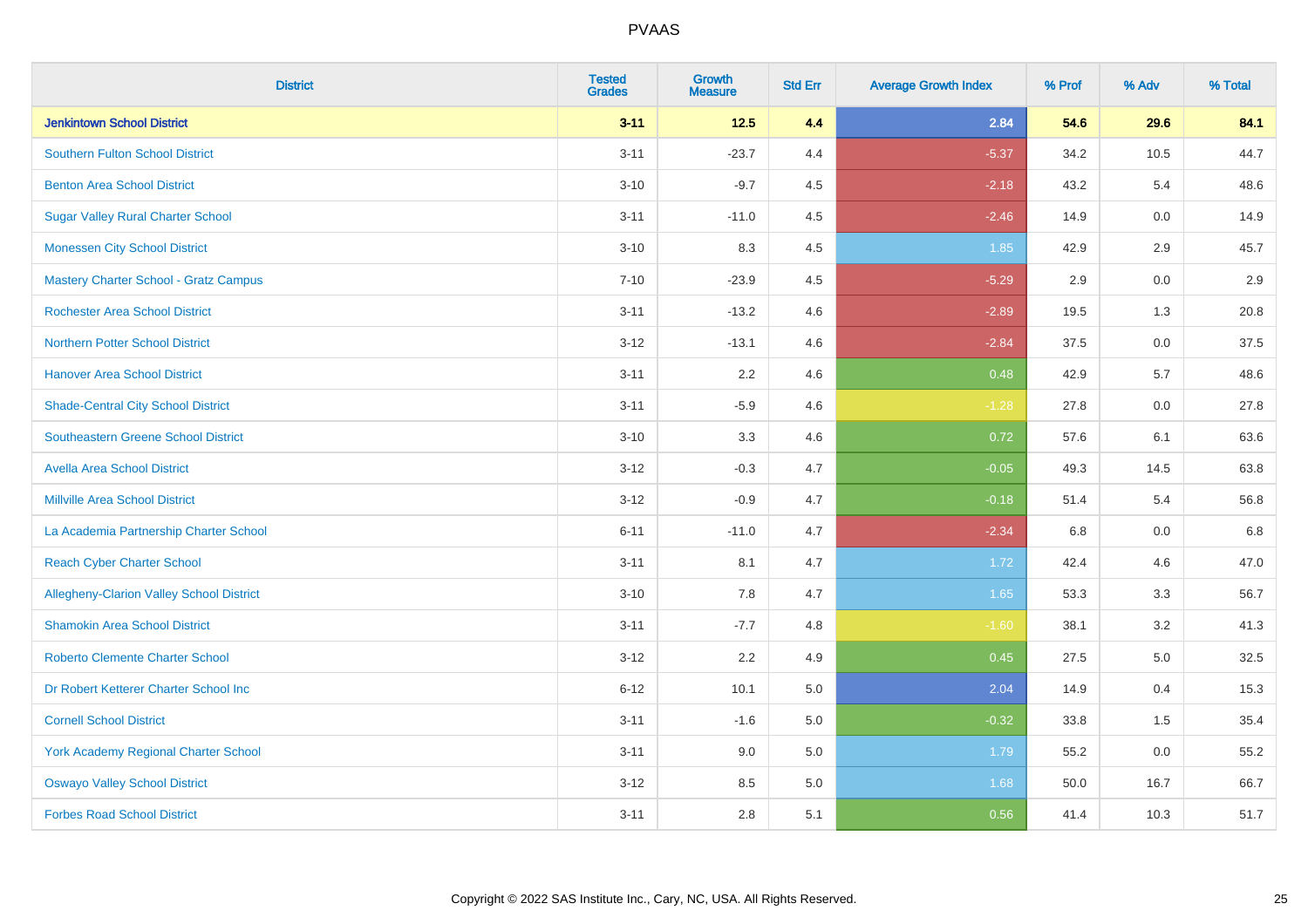| District | Tested Grades | Growth Measure | Std Err | Average Growth Index | % Prof | % Adv | % Total |
|---|---|---|---|---|---|---|---|
| **Jenkintown School District** | **3-11** | **12.5** | **4.4** | **2.84** | **54.6** | **29.6** | **84.1** |
| Southern Fulton School District | 3-11 | -23.7 | 4.4 | -5.37 | 34.2 | 10.5 | 44.7 |
| Benton Area School District | 3-10 | -9.7 | 4.5 | -2.18 | 43.2 | 5.4 | 48.6 |
| Sugar Valley Rural Charter School | 3-11 | -11.0 | 4.5 | -2.46 | 14.9 | 0.0 | 14.9 |
| Monessen City School District | 3-10 | 8.3 | 4.5 | 1.85 | 42.9 | 2.9 | 45.7 |
| Mastery Charter School - Gratz Campus | 7-10 | -23.9 | 4.5 | -5.29 | 2.9 | 0.0 | 2.9 |
| Rochester Area School District | 3-11 | -13.2 | 4.6 | -2.89 | 19.5 | 1.3 | 20.8 |
| Northern Potter School District | 3-12 | -13.1 | 4.6 | -2.84 | 37.5 | 0.0 | 37.5 |
| Hanover Area School District | 3-11 | 2.2 | 4.6 | 0.48 | 42.9 | 5.7 | 48.6 |
| Shade-Central City School District | 3-11 | -5.9 | 4.6 | -1.28 | 27.8 | 0.0 | 27.8 |
| Southeastern Greene School District | 3-10 | 3.3 | 4.6 | 0.72 | 57.6 | 6.1 | 63.6 |
| Avella Area School District | 3-12 | -0.3 | 4.7 | -0.05 | 49.3 | 14.5 | 63.8 |
| Millville Area School District | 3-12 | -0.9 | 4.7 | -0.18 | 51.4 | 5.4 | 56.8 |
| La Academia Partnership Charter School | 6-11 | -11.0 | 4.7 | -2.34 | 6.8 | 0.0 | 6.8 |
| Reach Cyber Charter School | 3-11 | 8.1 | 4.7 | 1.72 | 42.4 | 4.6 | 47.0 |
| Allegheny-Clarion Valley School District | 3-10 | 7.8 | 4.7 | 1.65 | 53.3 | 3.3 | 56.7 |
| Shamokin Area School District | 3-11 | -7.7 | 4.8 | -1.60 | 38.1 | 3.2 | 41.3 |
| Roberto Clemente Charter School | 3-12 | 2.2 | 4.9 | 0.45 | 27.5 | 5.0 | 32.5 |
| Dr Robert Ketterer Charter School Inc | 6-12 | 10.1 | 5.0 | 2.04 | 14.9 | 0.4 | 15.3 |
| Cornell School District | 3-11 | -1.6 | 5.0 | -0.32 | 33.8 | 1.5 | 35.4 |
| York Academy Regional Charter School | 3-11 | 9.0 | 5.0 | 1.79 | 55.2 | 0.0 | 55.2 |
| Oswayo Valley School District | 3-12 | 8.5 | 5.0 | 1.68 | 50.0 | 16.7 | 66.7 |
| Forbes Road School District | 3-11 | 2.8 | 5.1 | 0.56 | 41.4 | 10.3 | 51.7 |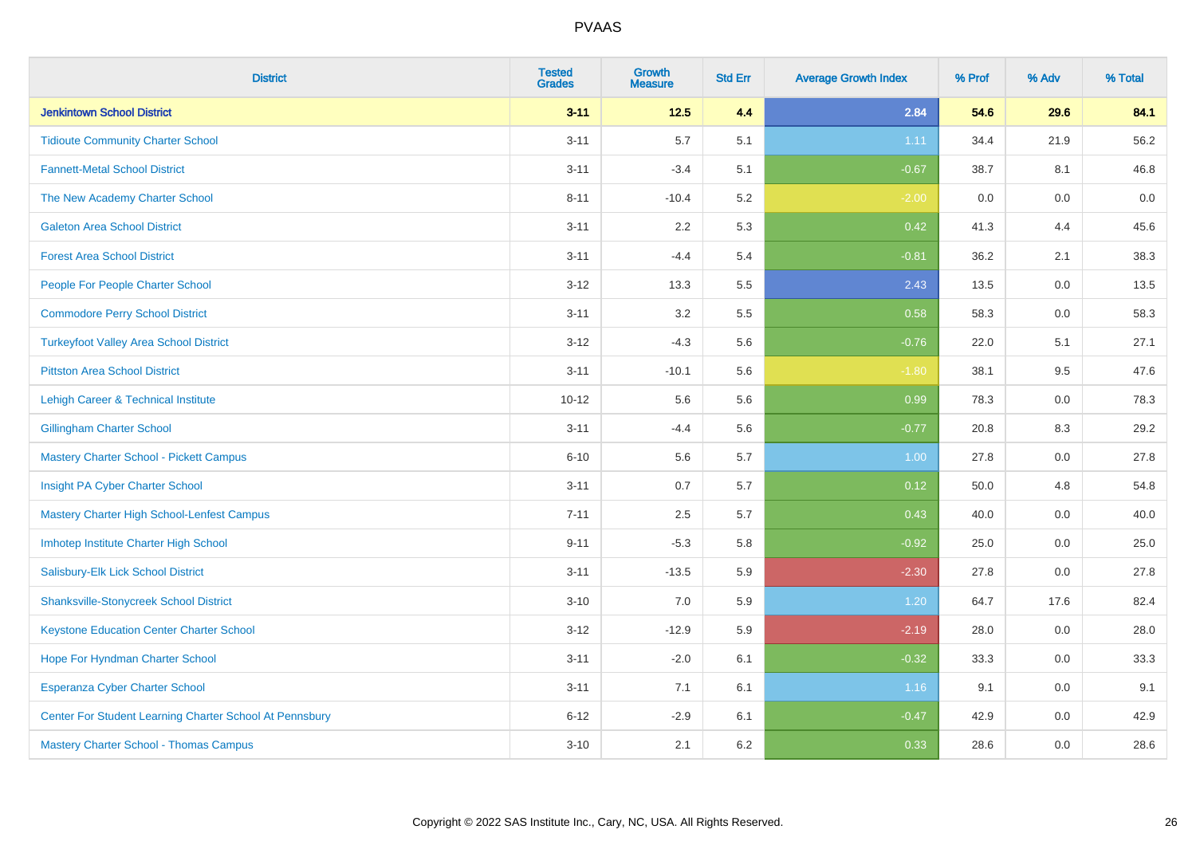| District | Tested Grades | Growth Measure | Std Err | Average Growth Index | % Prof | % Adv | % Total |
|---|---|---|---|---|---|---|---|
| **Jenkintown School District** | **3-11** | **12.5** | **4.4** | **2.84** | **54.6** | **29.6** | **84.1** |
| Tidioute Community Charter School | 3-11 | 5.7 | 5.1 | 1.11 | 34.4 | 21.9 | 56.2 |
| Fannett-Metal School District | 3-11 | -3.4 | 5.1 | -0.67 | 38.7 | 8.1 | 46.8 |
| The New Academy Charter School | 8-11 | -10.4 | 5.2 | -2.00 | 0.0 | 0.0 | 0.0 |
| Galeton Area School District | 3-11 | 2.2 | 5.3 | 0.42 | 41.3 | 4.4 | 45.6 |
| Forest Area School District | 3-11 | -4.4 | 5.4 | -0.81 | 36.2 | 2.1 | 38.3 |
| People For People Charter School | 3-12 | 13.3 | 5.5 | 2.43 | 13.5 | 0.0 | 13.5 |
| Commodore Perry School District | 3-11 | 3.2 | 5.5 | 0.58 | 58.3 | 0.0 | 58.3 |
| Turkeyfoot Valley Area School District | 3-12 | -4.3 | 5.6 | -0.76 | 22.0 | 5.1 | 27.1 |
| Pittston Area School District | 3-11 | -10.1 | 5.6 | -1.80 | 38.1 | 9.5 | 47.6 |
| Lehigh Career & Technical Institute | 10-12 | 5.6 | 5.6 | 0.99 | 78.3 | 0.0 | 78.3 |
| Gillingham Charter School | 3-11 | -4.4 | 5.6 | -0.77 | 20.8 | 8.3 | 29.2 |
| Mastery Charter School - Pickett Campus | 6-10 | 5.6 | 5.7 | 1.00 | 27.8 | 0.0 | 27.8 |
| Insight PA Cyber Charter School | 3-11 | 0.7 | 5.7 | 0.12 | 50.0 | 4.8 | 54.8 |
| Mastery Charter High School-Lenfest Campus | 7-11 | 2.5 | 5.7 | 0.43 | 40.0 | 0.0 | 40.0 |
| Imhotep Institute Charter High School | 9-11 | -5.3 | 5.8 | -0.92 | 25.0 | 0.0 | 25.0 |
| Salisbury-Elk Lick School District | 3-11 | -13.5 | 5.9 | -2.30 | 27.8 | 0.0 | 27.8 |
| Shanksville-Stonycreek School District | 3-10 | 7.0 | 5.9 | 1.20 | 64.7 | 17.6 | 82.4 |
| Keystone Education Center Charter School | 3-12 | -12.9 | 5.9 | -2.19 | 28.0 | 0.0 | 28.0 |
| Hope For Hyndman Charter School | 3-11 | -2.0 | 6.1 | -0.32 | 33.3 | 0.0 | 33.3 |
| Esperanza Cyber Charter School | 3-11 | 7.1 | 6.1 | 1.16 | 9.1 | 0.0 | 9.1 |
| Center For Student Learning Charter School At Pennsbury | 6-12 | -2.9 | 6.1 | -0.47 | 42.9 | 0.0 | 42.9 |
| Mastery Charter School - Thomas Campus | 3-10 | 2.1 | 6.2 | 0.33 | 28.6 | 0.0 | 28.6 |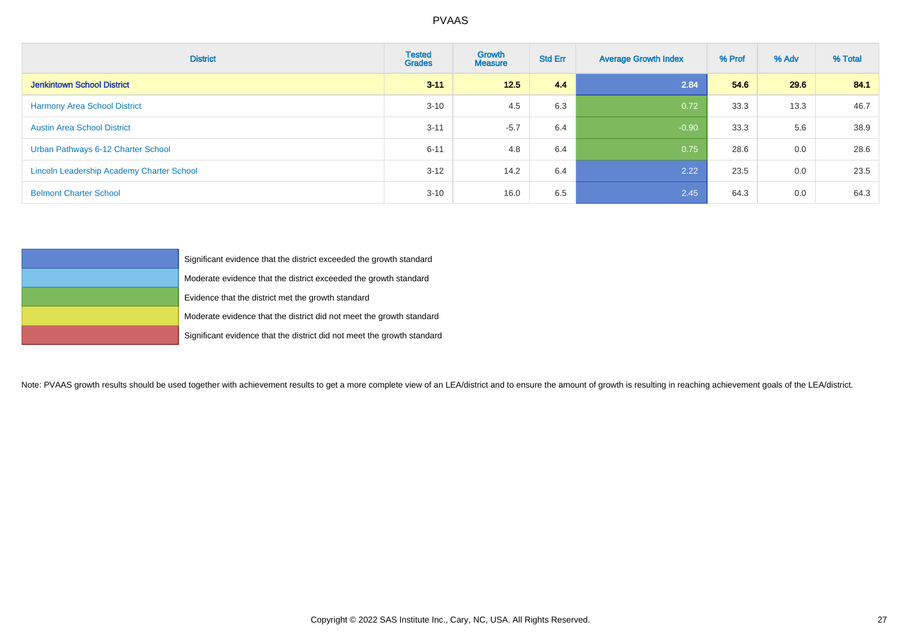# PVAAS

| District | Tested Grades | Growth Measure | Std Err | Average Growth Index | % Prof | % Adv | % Total |
|---|---|---|---|---|---|---|---|
| **Jenkintown School District** | **3-11** | **12.5** | **4.4** | **2.84** | **54.6** | **29.6** | **84.1** |
| Harmony Area School District | 3-10 | 4.5 | 6.3 | 0.72 | 33.3 | 13.3 | 46.7 |
| Austin Area School District | 3-11 | -5.7 | 6.4 | -0.90 | 33.3 | 5.6 | 38.9 |
| Urban Pathways 6-12 Charter School | 6-11 | 4.8 | 6.4 | 0.75 | 28.6 | 0.0 | 28.6 |
| Lincoln Leadership Academy Charter School | 3-12 | 14.2 | 6.4 | 2.22 | 23.5 | 0.0 | 23.5 |
| Belmont Charter School | 3-10 | 16.0 | 6.5 | 2.45 | 64.3 | 0.0 | 64.3 |

Significant evidence that the district exceeded the growth standard

Moderate evidence that the district exceeded the growth standard

Evidence that the district met the growth standard

Moderate evidence that the district did not meet the growth standard

Significant evidence that the district did not meet the growth standard

Note: PVAAS growth results should be used together with achievement results to get a more complete view of an LEA/district and to ensure the amount of growth is resulting in reaching achievement goals of the LEA/district.

Copyright © 2022 SAS Institute Inc., Cary, NC, USA. All Rights Reserved.